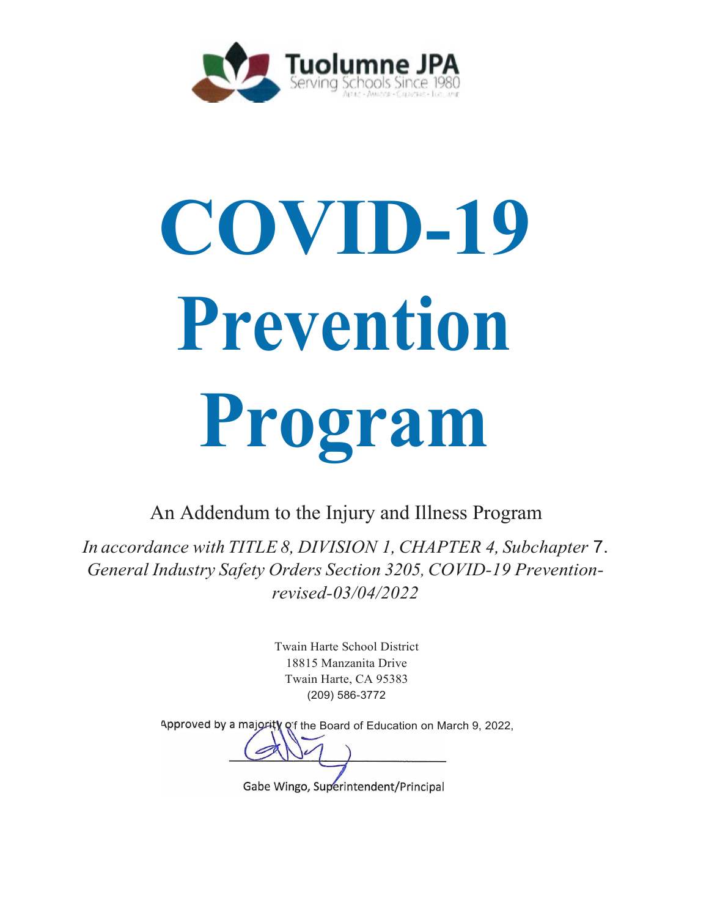Tuolumne JPA

Serving Schools Since 1980

# COVID-19 Prevention Program

An Addendum to the Injury and Illness Program

*In accordance with TITLE 8, DIVISION 1, CHAPTER 4, Subchapter 7. General Industry Safety Orders Section 3205, COVID-19 Prevention-revised-03/04/2022*

Twain Harte School District
18815 Manzanita Drive
Twain Harte, CA 95383
(209) 586-3772

Approved by a majority of the Board of Education on March 9, 2022,

Gabe Wingo, Superintendent/Principal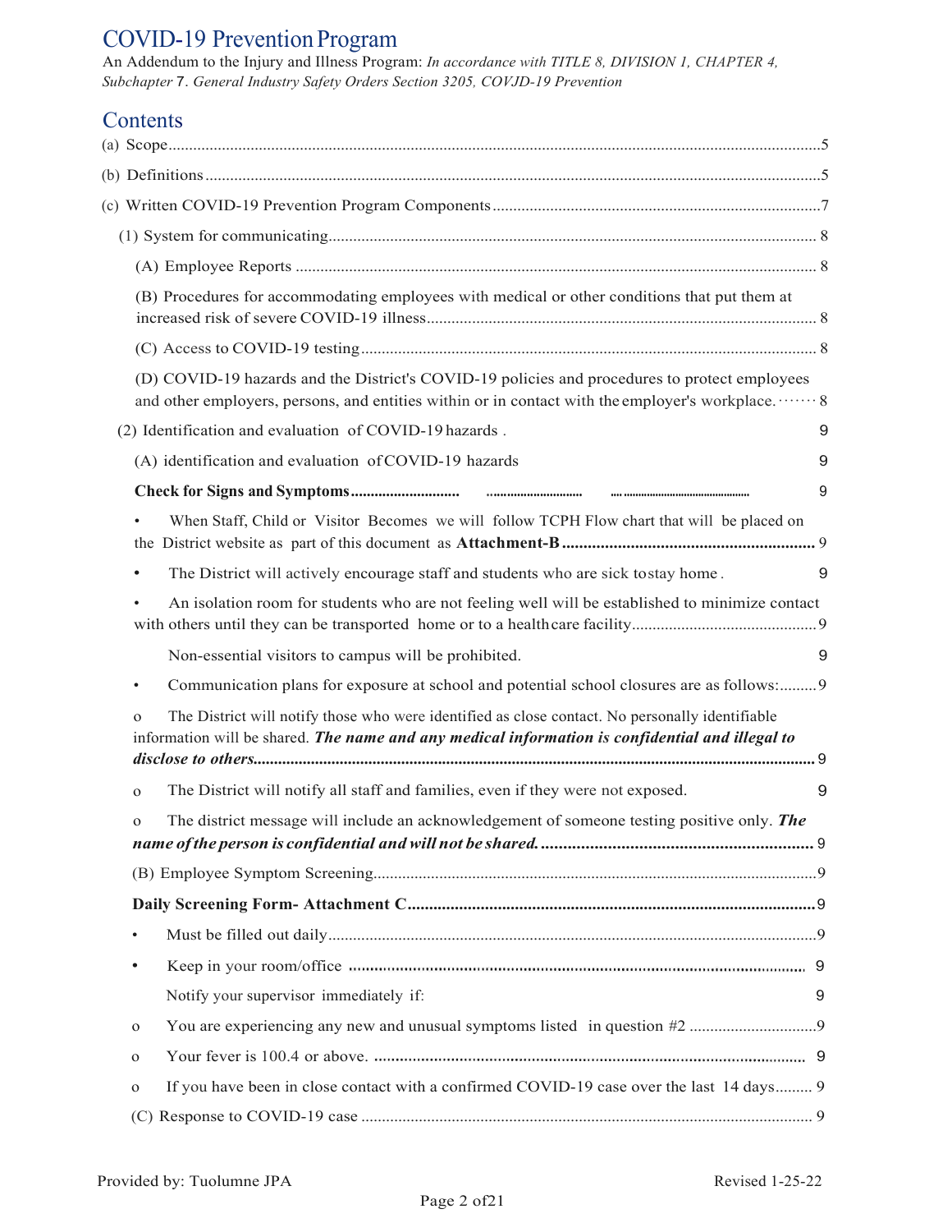# COVID-19 Prevention Program

An Addendum to the Injury and Illness Program: *In accordance with TITLE 8, DIVISION 1, CHAPTER 4, Subchapter 7. General Industry Safety Orders Section 3205, COVJD-19 Prevention*

## Contents

(a) Scope.....5

(b) Definitions.....5

(c) Written COVID-19 Prevention Program Components.....7

(1) System for communicating.....8

(A) Employee Reports.....8

(B) Procedures for accommodating employees with medical or other conditions that put them at increased risk of severe COVID-19 illness.....8

(C) Access to COVID-19 testing.....8

(D) COVID-19 hazards and the District's COVID-19 policies and procedures to protect employees and other employers, persons, and entities within or in contact with the employer's workplace.....8

(2) Identification and evaluation of COVID-19 hazards . 9

(A) identification and evaluation of COVID-19 hazards 9

**Check for Signs and Symptoms**..... 9

- When Staff, Child or Visitor Becomes we will follow TCPH Flow chart that will be placed on the District website as part of this document as **Attachment-B**.....9
- The District will actively encourage staff and students who are sick to stay home . 9
- An isolation room for students who are not feeling well will be established to minimize contact with others until they can be transported home or to a health care facility.....9

Non-essential visitors to campus will be prohibited. 9

- Communication plans for exposure at school and potential school closures are as follows:.....9

o The District will notify those who were identified as close contact. No personally identifiable information will be shared. ***The name and any medical information is confidential and illegal to disclose to others*****.....9**

o The District will notify all staff and families, even if they were not exposed. 9

o The district message will include an acknowledgement of someone testing positive only. ***The name of the person is confidential and will not be shared.*****.....9**

(B) Employee Symptom Screening.....9

**Daily Screening Form- Attachment C.....9**

- Must be filled out daily.....9
- Keep in your room/office.....9

Notify your supervisor immediately if: 9

o You are experiencing any new and unusual symptoms listed in question #2.....9

o Your fever is 100.4 or above......9

o If you have been in close contact with a confirmed COVID-19 case over the last 14 days.....9

(C) Response to COVID-19 case.....9

Provided by: Tuolumne JPA

Revised 1-25-22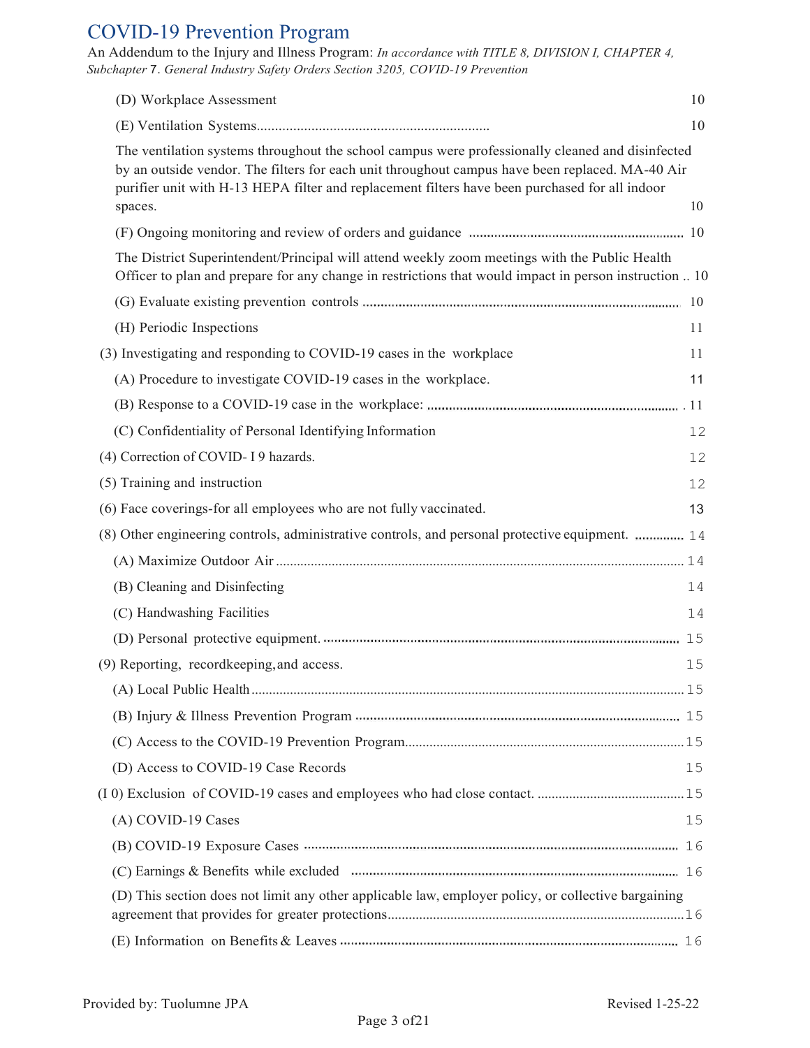# COVID-19 Prevention Program

An Addendum to the Injury and Illness Program: *In accordance with TITLE 8, DIVISION I, CHAPTER 4, Subchapter 7. General Industry Safety Orders Section 3205, COVID-19 Prevention*

(D) Workplace Assessment 10

(E) Ventilation Systems................................................................ 10

The ventilation systems throughout the school campus were professionally cleaned and disinfected by an outside vendor. The filters for each unit throughout campus have been replaced. MA-40 Air purifier unit with H-13 HEPA filter and replacement filters have been purchased for all indoor spaces. 10

(F) Ongoing monitoring and review of orders and guidance ........................................................... 10

The District Superintendent/Principal will attend weekly zoom meetings with the Public Health Officer to plan and prepare for any change in restrictions that would impact in person instruction .. 10

(G) Evaluate existing prevention controls ........................................................................................ 10

(H) Periodic Inspections 11

(3) Investigating and responding to COVID-19 cases in the workplace 11

(A) Procedure to investigate COVID-19 cases in the workplace. 11

(B) Response to a COVID-19 case in the workplace: ..................................................................... . 11

(C) Confidentiality of Personal Identifying Information 12

(4) Correction of COVID- I 9 hazards. 12

(5) Training and instruction 12

(6) Face coverings-for all employees who are not fully vaccinated. 13

(8) Other engineering controls, administrative controls, and personal protective equipment. ............. 14

(A) Maximize Outdoor Air ................................................................................................................... 14

(B) Cleaning and Disinfecting 14

(C) Handwashing Facilities 14

(D) Personal protective equipment. ................................................................................................... 15

(9) Reporting, recordkeeping, and access. 15

(A) Local Public Health .......................................................................................................................... 15

(B) Injury & Illness Prevention Program ......................................................................................... 15

(C) Access to the COVID-19 Prevention Program............................................................................. 15

(D) Access to COVID-19 Case Records 15

(I 0) Exclusion of COVID-19 cases and employees who had close contact. .......................................... 15

(A) COVID-19 Cases 15

(B) COVID-19 Exposure Cases ...................................................................................................... 16

(C) Earnings & Benefits while excluded ......................................................................................... 16

(D) This section does not limit any other applicable law, employer policy, or collective bargaining agreement that provides for greater protections.................................................................................. 16

(E) Information on Benefits & Leaves ............................................................................................. 16

Provided by: Tuolumne JPA Revised 1-25-22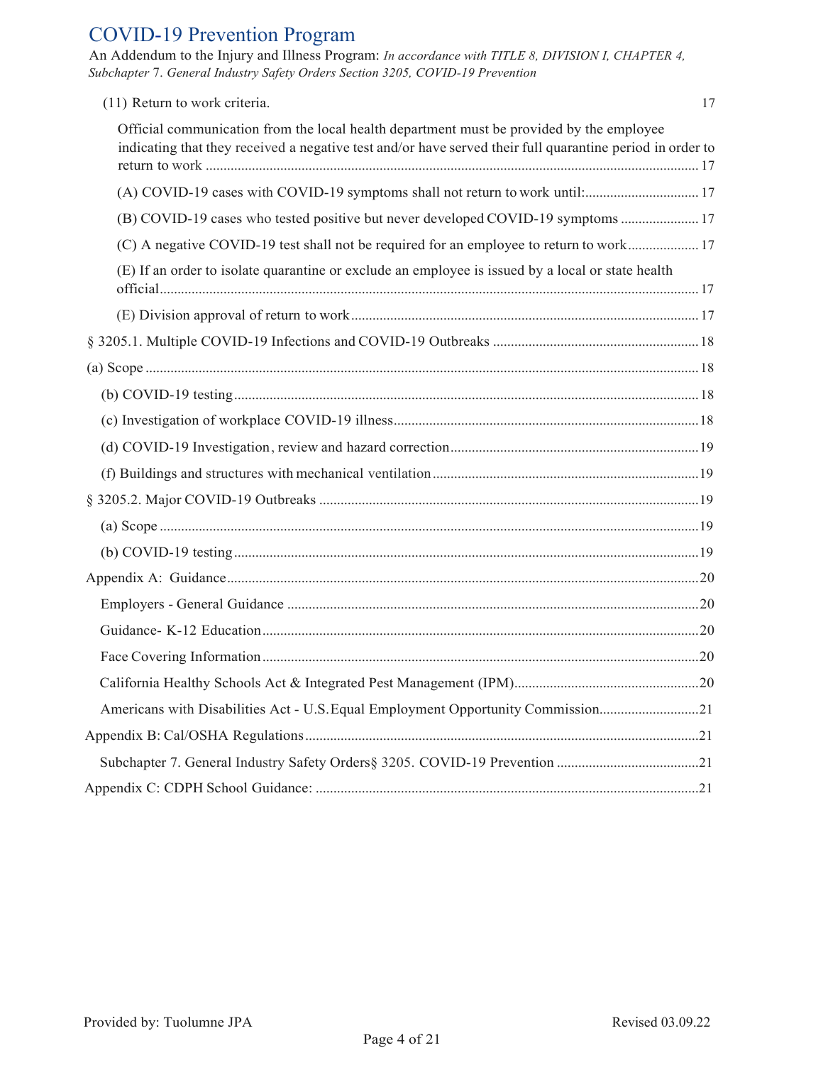(11) Return to work criteria. 17

Official communication from the local health department must be provided by the employee indicating that they received a negative test and/or have served their full quarantine period in order to return to work ... 17

(A) COVID-19 cases with COVID-19 symptoms shall not return to work until: ... 17

(B) COVID-19 cases who tested positive but never developed COVID-19 symptoms ... 17

(C) A negative COVID-19 test shall not be required for an employee to return to work ... 17

(E) If an order to isolate quarantine or exclude an employee is issued by a local or state health official ... 17

(E) Division approval of return to work ... 17

§ 3205.1. Multiple COVID-19 Infections and COVID-19 Outbreaks ... 18

(a) Scope ... 18

(b) COVID-19 testing ... 18

(c) Investigation of workplace COVID-19 illness ... 18

(d) COVID-19 Investigation, review and hazard correction ... 19

(f) Buildings and structures with mechanical ventilation ... 19

§ 3205.2. Major COVID-19 Outbreaks ... 19

(a) Scope ... 19

(b) COVID-19 testing ... 19

Appendix A: Guidance ... 20

Employers - General Guidance ... 20

Guidance- K-12 Education ... 20

Face Covering Information ... 20

California Healthy Schools Act & Integrated Pest Management (IPM) ... 20

Americans with Disabilities Act - U.S.Equal Employment Opportunity Commission ... 21

Appendix B: Cal/OSHA Regulations ... 21

Subchapter 7. General Industry Safety Orders§ 3205. COVID-19 Prevention ... 21

Appendix C: CDPH School Guidance: ... 21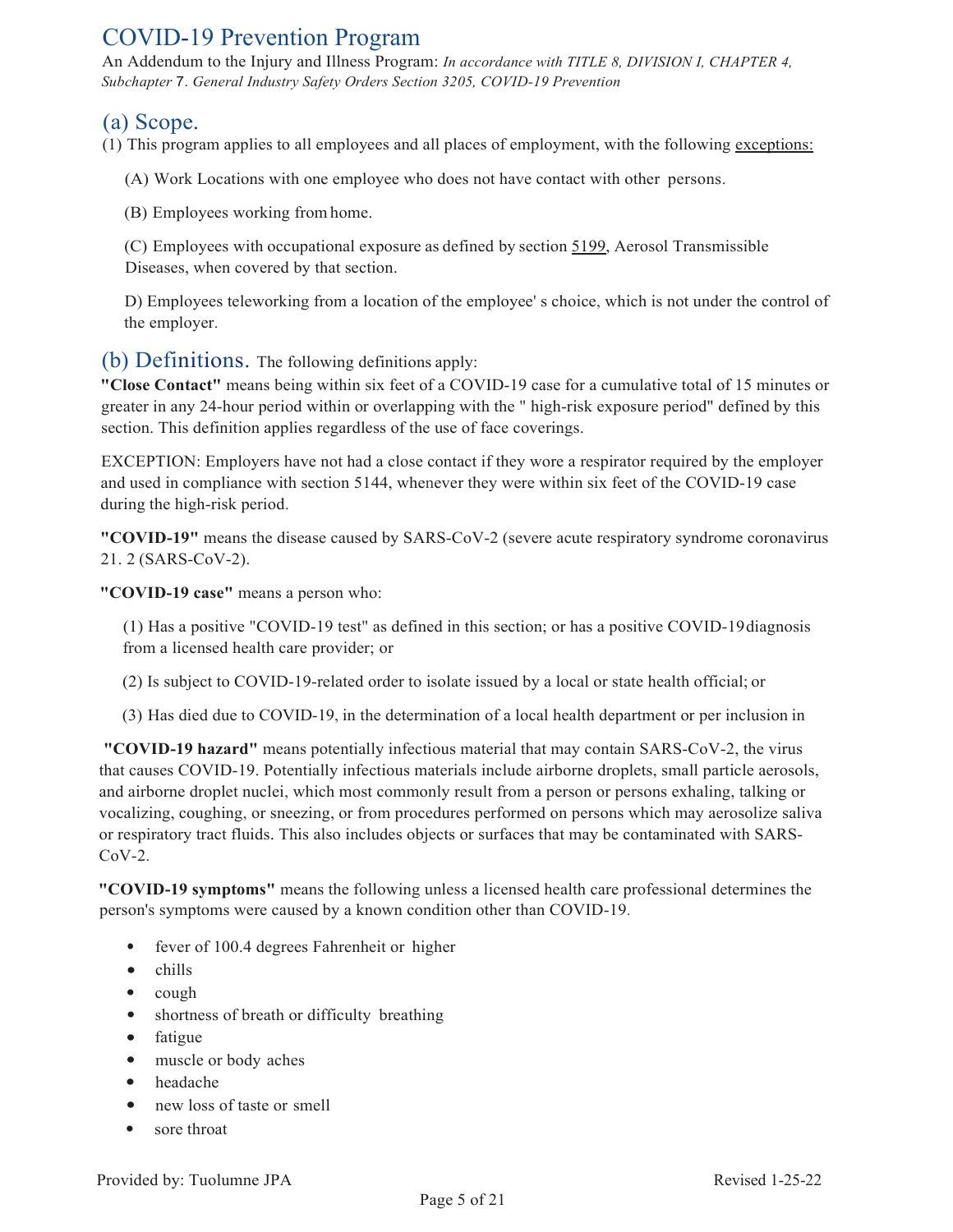# COVID-19 Prevention Program

An Addendum to the Injury and Illness Program: *In accordance with TITLE 8, DIVISION I, CHAPTER 4, Subchapter 7. General Industry Safety Orders Section 3205, COVID-19 Prevention*

## (a) Scope.

(1) This program applies to all employees and all places of employment, with the following exceptions:

(A) Work Locations with one employee who does not have contact with other persons.

(B) Employees working from home.

(C) Employees with occupational exposure as defined by section 5199, Aerosol Transmissible Diseases, when covered by that section.

D) Employees teleworking from a location of the employee' s choice, which is not under the control of the employer.

## (b) Definitions.

The following definitions apply:

**"Close Contact"** means being within six feet of a COVID-19 case for a cumulative total of 15 minutes or greater in any 24-hour period within or overlapping with the " high-risk exposure period" defined by this section. This definition applies regardless of the use of face coverings.

EXCEPTION: Employers have not had a close contact if they wore a respirator required by the employer and used in compliance with section 5144, whenever they were within six feet of the COVID-19 case during the high-risk period.

**"COVID-19"** means the disease caused by SARS-CoV-2 (severe acute respiratory syndrome coronavirus 21. 2 (SARS-CoV-2).

**"COVID-19 case"** means a person who:

(1) Has a positive "COVID-19 test" as defined in this section; or has a positive COVID-19 diagnosis from a licensed health care provider; or

(2) Is subject to COVID-19-related order to isolate issued by a local or state health official; or

(3) Has died due to COVID-19, in the determination of a local health department or per inclusion in

**"COVID-19 hazard"** means potentially infectious material that may contain SARS-CoV-2, the virus that causes COVID-19. Potentially infectious materials include airborne droplets, small particle aerosols, and airborne droplet nuclei, which most commonly result from a person or persons exhaling, talking or vocalizing, coughing, or sneezing, or from procedures performed on persons which may aerosolize saliva or respiratory tract fluids. This also includes objects or surfaces that may be contaminated with SARS-CoV-2.

**"COVID-19 symptoms"** means the following unless a licensed health care professional determines the person's symptoms were caused by a known condition other than COVID-19.

- fever of 100.4 degrees Fahrenheit or higher
- chills
- cough
- shortness of breath or difficulty breathing
- fatigue
- muscle or body aches
- headache
- new loss of taste or smell
- sore throat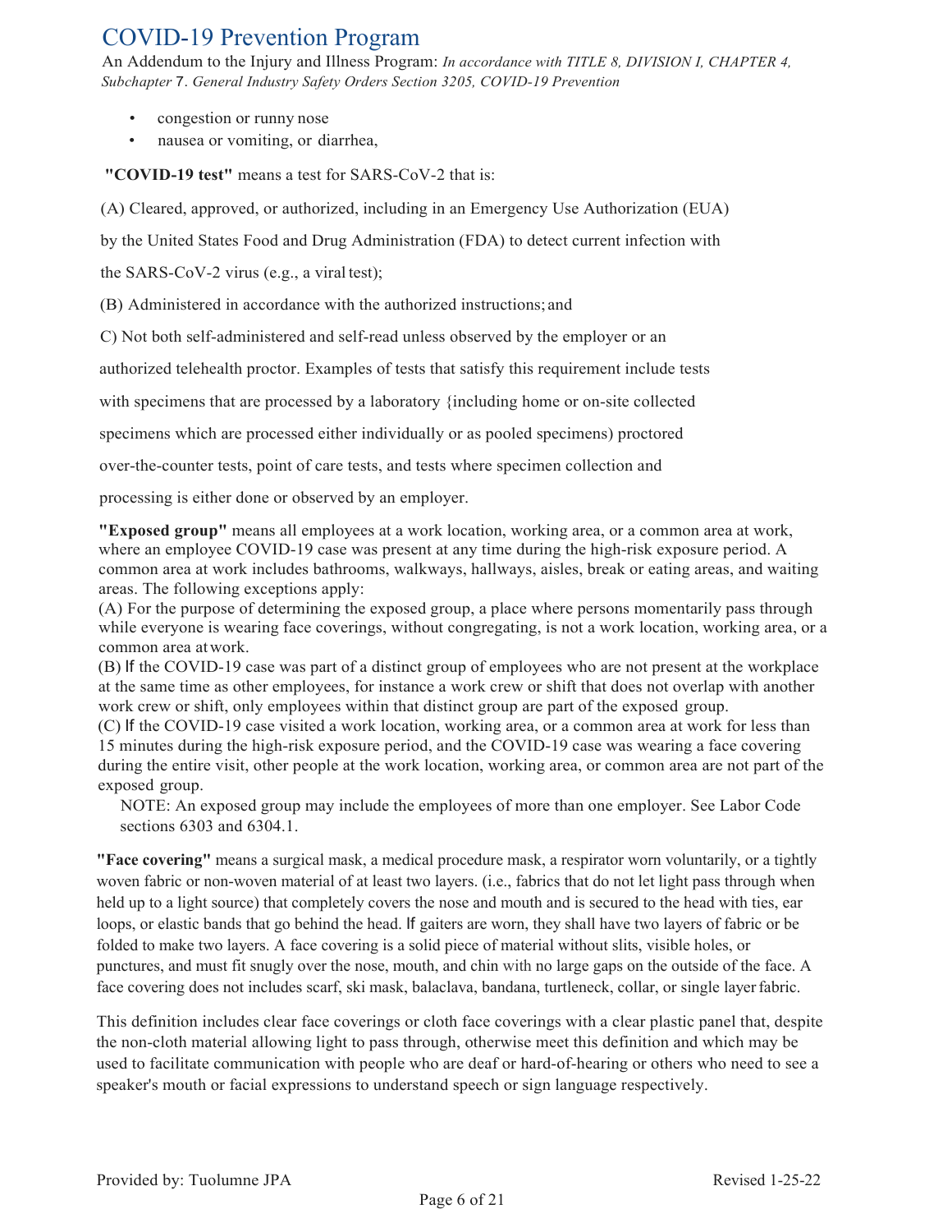- congestion or runny nose
- nausea or vomiting, or diarrhea,

**"COVID-19 test"** means a test for SARS-CoV-2 that is:

(A) Cleared, approved, or authorized, including in an Emergency Use Authorization (EUA) by the United States Food and Drug Administration (FDA) to detect current infection with the SARS-CoV-2 virus (e.g., a viral test);

(B) Administered in accordance with the authorized instructions; and

C) Not both self-administered and self-read unless observed by the employer or an authorized telehealth proctor. Examples of tests that satisfy this requirement include tests with specimens that are processed by a laboratory {including home or on-site collected specimens which are processed either individually or as pooled specimens) proctored over-the-counter tests, point of care tests, and tests where specimen collection and processing is either done or observed by an employer.

**"Exposed group"** means all employees at a work location, working area, or a common area at work, where an employee COVID-19 case was present at any time during the high-risk exposure period. A common area at work includes bathrooms, walkways, hallways, aisles, break or eating areas, and waiting areas. The following exceptions apply:
(A) For the purpose of determining the exposed group, a place where persons momentarily pass through while everyone is wearing face coverings, without congregating, is not a work location, working area, or a common area at work.
(B) If the COVID-19 case was part of a distinct group of employees who are not present at the workplace at the same time as other employees, for instance a work crew or shift that does not overlap with another work crew or shift, only employees within that distinct group are part of the exposed group.
(C) If the COVID-19 case visited a work location, working area, or a common area at work for less than 15 minutes during the high-risk exposure period, and the COVID-19 case was wearing a face covering during the entire visit, other people at the work location, working area, or common area are not part of the exposed group.

NOTE: An exposed group may include the employees of more than one employer. See Labor Code sections 6303 and 6304.1.

**"Face covering"** means a surgical mask, a medical procedure mask, a respirator worn voluntarily, or a tightly woven fabric or non-woven material of at least two layers. (i.e., fabrics that do not let light pass through when held up to a light source) that completely covers the nose and mouth and is secured to the head with ties, ear loops, or elastic bands that go behind the head. If gaiters are worn, they shall have two layers of fabric or be folded to make two layers. A face covering is a solid piece of material without slits, visible holes, or punctures, and must fit snugly over the nose, mouth, and chin with no large gaps on the outside of the face. A face covering does not includes scarf, ski mask, balaclava, bandana, turtleneck, collar, or single layer fabric.

This definition includes clear face coverings or cloth face coverings with a clear plastic panel that, despite the non-cloth material allowing light to pass through, otherwise meet this definition and which may be used to facilitate communication with people who are deaf or hard-of-hearing or others who need to see a speaker's mouth or facial expressions to understand speech or sign language respectively.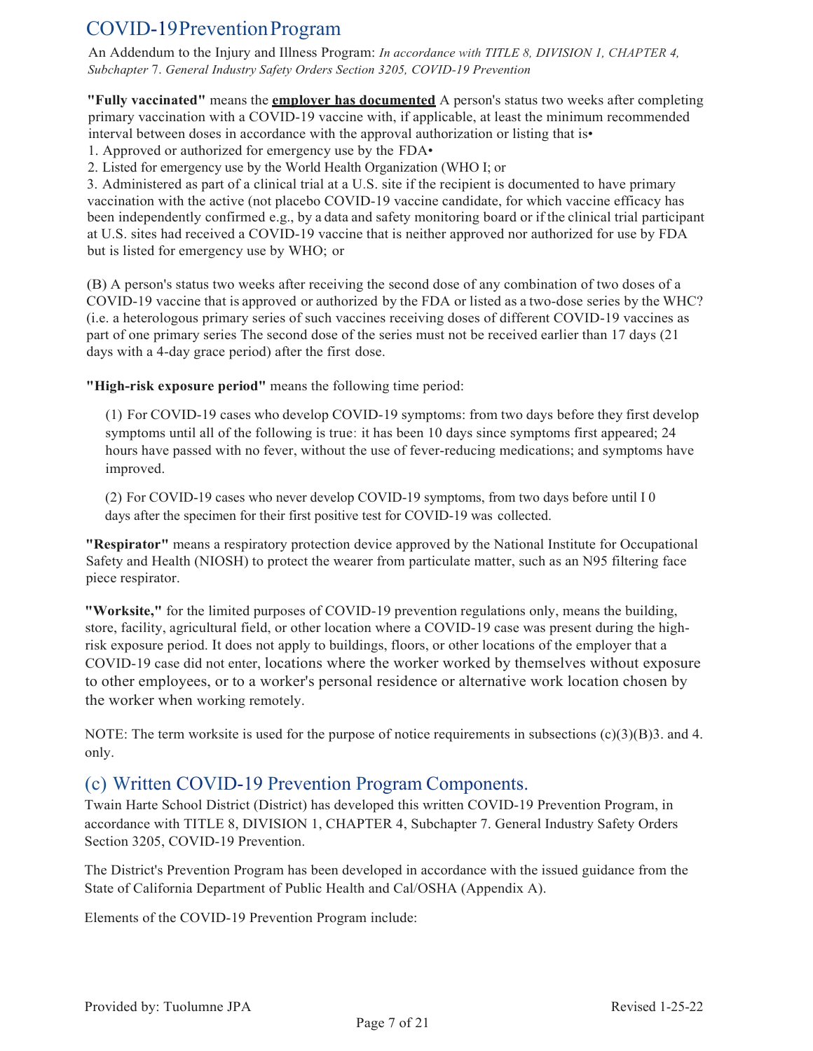## COVID-19 Prevention Program

An Addendum to the Injury and Illness Program: *In accordance with TITLE 8, DIVISION 1, CHAPTER 4, Subchapter 7. General Industry Safety Orders Section 3205, COVID-19 Prevention*

**"Fully vaccinated"** means the **employer has documented** A person's status two weeks after completing primary vaccination with a COVID-19 vaccine with, if applicable, at least the minimum recommended interval between doses in accordance with the approval authorization or listing that is•

1. Approved or authorized for emergency use by the FDA•
2. Listed for emergency use by the World Health Organization (WHO I; or
3. Administered as part of a clinical trial at a U.S. site if the recipient is documented to have primary vaccination with the active (not placebo COVID-19 vaccine candidate, for which vaccine efficacy has been independently confirmed e.g., by a data and safety monitoring board or if the clinical trial participant at U.S. sites had received a COVID-19 vaccine that is neither approved nor authorized for use by FDA but is listed for emergency use by WHO; or

(B) A person's status two weeks after receiving the second dose of any combination of two doses of a COVID-19 vaccine that is approved or authorized by the FDA or listed as a two-dose series by the WHC? (i.e. a heterologous primary series of such vaccines receiving doses of different COVID-19 vaccines as part of one primary series The second dose of the series must not be received earlier than 17 days (21 days with a 4-day grace period) after the first dose.

**"High-risk exposure period"** means the following time period:

(1) For COVID-19 cases who develop COVID-19 symptoms: from two days before they first develop symptoms until all of the following is true: it has been 10 days since symptoms first appeared; 24 hours have passed with no fever, without the use of fever-reducing medications; and symptoms have improved.

(2) For COVID-19 cases who never develop COVID-19 symptoms, from two days before until I 0 days after the specimen for their first positive test for COVID-19 was collected.

**"Respirator"** means a respiratory protection device approved by the National Institute for Occupational Safety and Health (NIOSH) to protect the wearer from particulate matter, such as an N95 filtering face piece respirator.

**"Worksite,"** for the limited purposes of COVID-19 prevention regulations only, means the building, store, facility, agricultural field, or other location where a COVID-19 case was present during the high-risk exposure period. It does not apply to buildings, floors, or other locations of the employer that a COVID-19 case did not enter, locations where the worker worked by themselves without exposure to other employees, or to a worker's personal residence or alternative work location chosen by the worker when working remotely.

NOTE: The term worksite is used for the purpose of notice requirements in subsections (c)(3)(B)3. and 4. only.

## (c) Written COVID-19 Prevention Program Components.

Twain Harte School District (District) has developed this written COVID-19 Prevention Program, in accordance with TITLE 8, DIVISION 1, CHAPTER 4, Subchapter 7. General Industry Safety Orders Section 3205, COVID-19 Prevention.

The District's Prevention Program has been developed in accordance with the issued guidance from the State of California Department of Public Health and Cal/OSHA (Appendix A).

Elements of the COVID-19 Prevention Program include:

Provided by: Tuolumne JPA Revised 1-25-22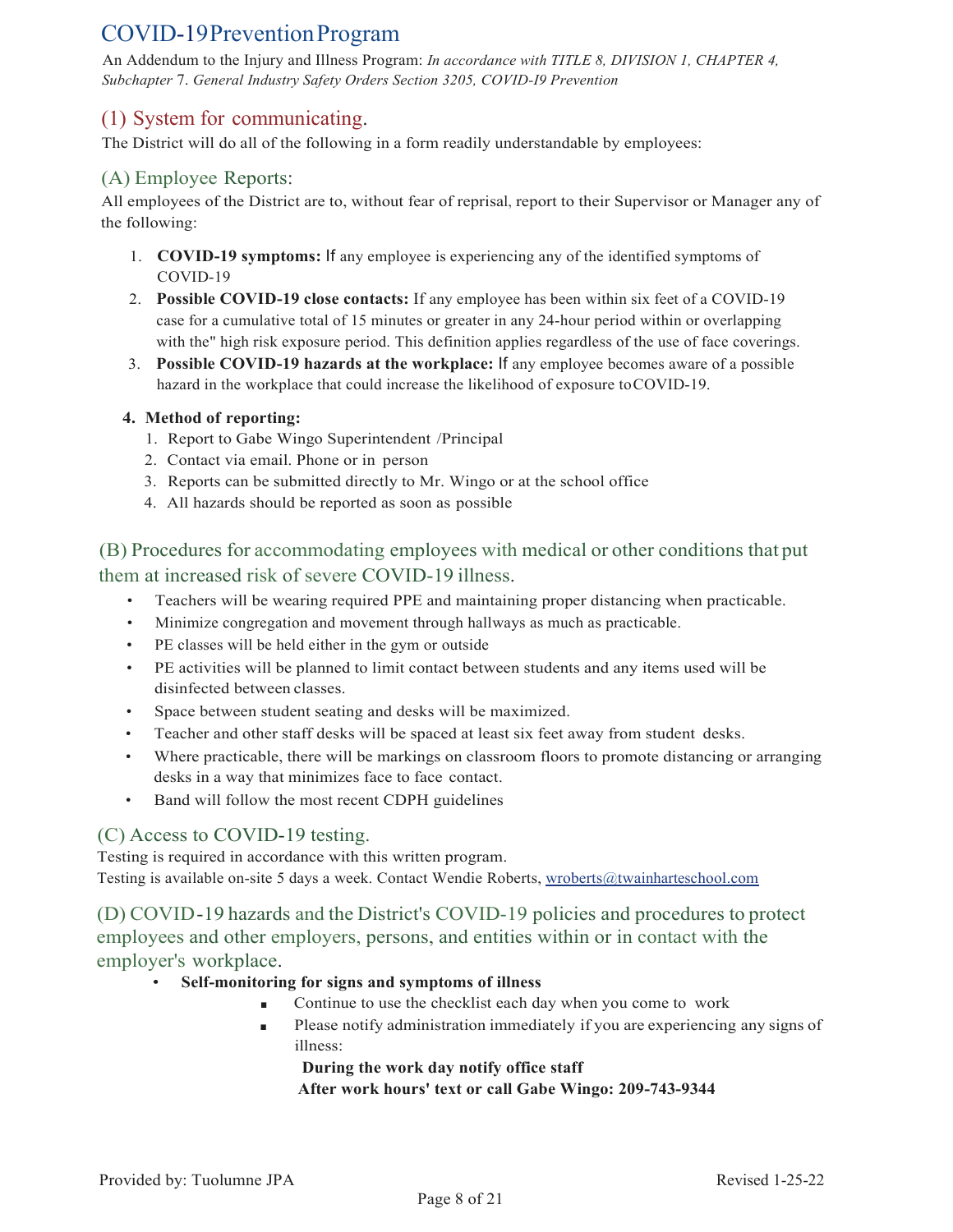# COVID-19 Prevention Program

An Addendum to the Injury and Illness Program: *In accordance with TITLE 8, DIVISION 1, CHAPTER 4, Subchapter* 7. *General Industry Safety Orders Section 3205, COVID-I9 Prevention*

## (1) System for communicating.

The District will do all of the following in a form readily understandable by employees:

### (A) Employee Reports:

All employees of the District are to, without fear of reprisal, report to their Supervisor or Manager any of the following:

1. **COVID-19 symptoms:** If any employee is experiencing any of the identified symptoms of COVID-19
2. **Possible COVID-19 close contacts:** If any employee has been within six feet of a COVID-19 case for a cumulative total of 15 minutes or greater in any 24-hour period within or overlapping with the" high risk exposure period. This definition applies regardless of the use of face coverings.
3. **Possible COVID-19 hazards at the workplace:** If any employee becomes aware of a possible hazard in the workplace that could increase the likelihood of exposure to COVID-19.

**4. Method of reporting:**

1. Report to Gabe Wingo Superintendent /Principal
2. Contact via email. Phone or in person
3. Reports can be submitted directly to Mr. Wingo or at the school office
4. All hazards should be reported as soon as possible

### (B) Procedures for accommodating employees with medical or other conditions that put them at increased risk of severe COVID-19 illness.

- Teachers will be wearing required PPE and maintaining proper distancing when practicable.
- Minimize congregation and movement through hallways as much as practicable.
- PE classes will be held either in the gym or outside
- PE activities will be planned to limit contact between students and any items used will be disinfected between classes.
- Space between student seating and desks will be maximized.
- Teacher and other staff desks will be spaced at least six feet away from student desks.
- Where practicable, there will be markings on classroom floors to promote distancing or arranging desks in a way that minimizes face to face contact.
- Band will follow the most recent CDPH guidelines

### (C) Access to COVID-19 testing.

Testing is required in accordance with this written program.
Testing is available on-site 5 days a week. Contact Wendie Roberts, wroberts@twainharteschool.com

### (D) COVID-19 hazards and the District's COVID-19 policies and procedures to protect employees and other employers, persons, and entities within or in contact with the employer's workplace.

- **Self-monitoring for signs and symptoms of illness**
  - Continue to use the checklist each day when you come to work
  - Please notify administration immediately if you are experiencing any signs of illness:

    **During the work day notify office staff**
    **After work hours' text or call Gabe Wingo: 209-743-9344**

Provided by: Tuolumne JPA — Revised 1-25-22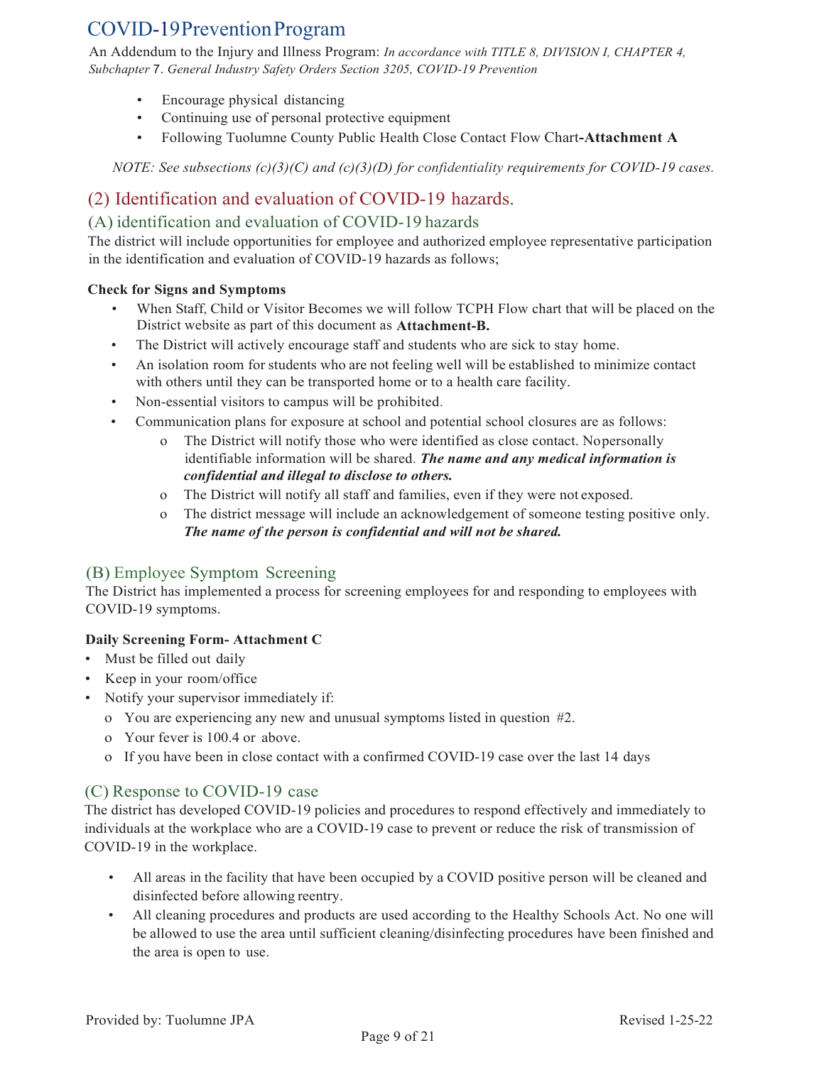# COVID-19 Prevention Program

An Addendum to the Injury and Illness Program: *In accordance with TITLE 8, DIVISION I, CHAPTER 4, Subchapter 7. General Industry Safety Orders Section 3205, COVID-19 Prevention*

- Encourage physical distancing
- Continuing use of personal protective equipment
- Following Tuolumne County Public Health Close Contact Flow Chart**-Attachment A**

*NOTE: See subsections (c)(3)(C) and (c)(3)(D) for confidentiality requirements for COVID-19 cases.*

## (2) Identification and evaluation of COVID-19 hazards.

### (A) identification and evaluation of COVID-19 hazards

The district will include opportunities for employee and authorized employee representative participation in the identification and evaluation of COVID-19 hazards as follows;

**Check for Signs and Symptoms**

- When Staff, Child or Visitor Becomes we will follow TCPH Flow chart that will be placed on the District website as part of this document as **Attachment-B.**
- The District will actively encourage staff and students who are sick to stay home.
- An isolation room for students who are not feeling well will be established to minimize contact with others until they can be transported home or to a health care facility.
- Non-essential visitors to campus will be prohibited.
- Communication plans for exposure at school and potential school closures are as follows:
  - The District will notify those who were identified as close contact. No personally identifiable information will be shared. ***The name and any medical information is confidential and illegal to disclose to others.***
  - The District will notify all staff and families, even if they were not exposed.
  - The district message will include an acknowledgement of someone testing positive only. ***The name of the person is confidential and will not be shared.***

### (B) Employee Symptom Screening

The District has implemented a process for screening employees for and responding to employees with COVID-19 symptoms.

**Daily Screening Form- Attachment C**

- Must be filled out daily
- Keep in your room/office
- Notify your supervisor immediately if:
  - You are experiencing any new and unusual symptoms listed in question #2.
  - Your fever is 100.4 or above.
  - If you have been in close contact with a confirmed COVID-19 case over the last 14 days

### (C) Response to COVID-19 case

The district has developed COVID-19 policies and procedures to respond effectively and immediately to individuals at the workplace who are a COVID-19 case to prevent or reduce the risk of transmission of COVID-19 in the workplace.

- All areas in the facility that have been occupied by a COVID positive person will be cleaned and disinfected before allowing reentry.
- All cleaning procedures and products are used according to the Healthy Schools Act. No one will be allowed to use the area until sufficient cleaning/disinfecting procedures have been finished and the area is open to use.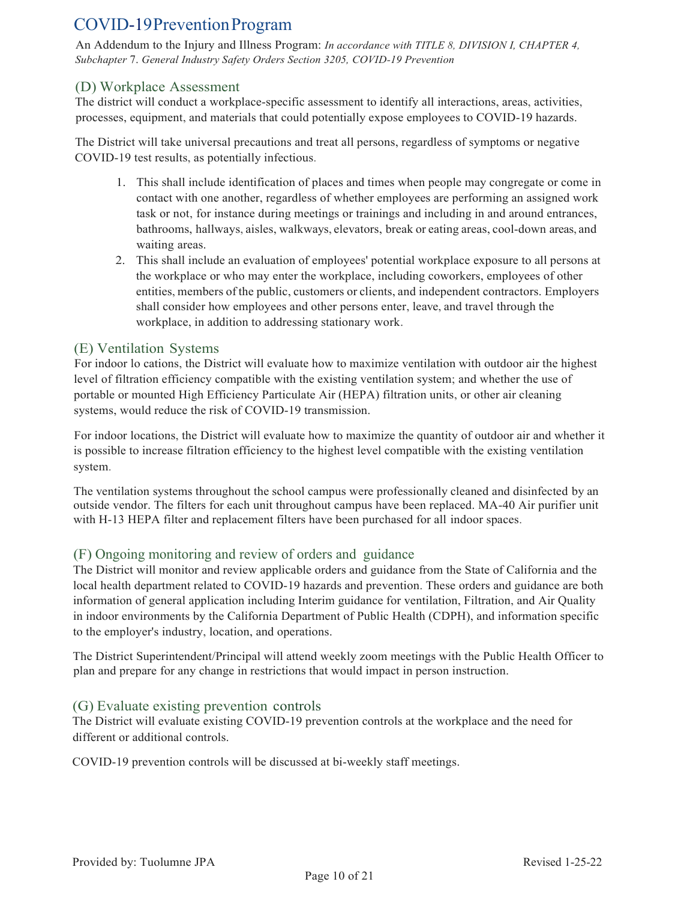# COVID-19 Prevention Program

An Addendum to the Injury and Illness Program: *In accordance with TITLE 8, DIVISION I, CHAPTER 4, Subchapter 7. General Industry Safety Orders Section 3205, COVID-19 Prevention*

## (D) Workplace Assessment

The district will conduct a workplace-specific assessment to identify all interactions, areas, activities, processes, equipment, and materials that could potentially expose employees to COVID-19 hazards.

The District will take universal precautions and treat all persons, regardless of symptoms or negative COVID-19 test results, as potentially infectious.

1. This shall include identification of places and times when people may congregate or come in contact with one another, regardless of whether employees are performing an assigned work task or not, for instance during meetings or trainings and including in and around entrances, bathrooms, hallways, aisles, walkways, elevators, break or eating areas, cool-down areas, and waiting areas.
2. This shall include an evaluation of employees' potential workplace exposure to all persons at the workplace or who may enter the workplace, including coworkers, employees of other entities, members of the public, customers or clients, and independent contractors. Employers shall consider how employees and other persons enter, leave, and travel through the workplace, in addition to addressing stationary work.

## (E) Ventilation Systems

For indoor lo cations, the District will evaluate how to maximize ventilation with outdoor air the highest level of filtration efficiency compatible with the existing ventilation system; and whether the use of portable or mounted High Efficiency Particulate Air (HEPA) filtration units, or other air cleaning systems, would reduce the risk of COVID-19 transmission.

For indoor locations, the District will evaluate how to maximize the quantity of outdoor air and whether it is possible to increase filtration efficiency to the highest level compatible with the existing ventilation system.

The ventilation systems throughout the school campus were professionally cleaned and disinfected by an outside vendor. The filters for each unit throughout campus have been replaced. MA-40 Air purifier unit with H-13 HEPA filter and replacement filters have been purchased for all indoor spaces.

## (F) Ongoing monitoring and review of orders and guidance

The District will monitor and review applicable orders and guidance from the State of California and the local health department related to COVID-19 hazards and prevention. These orders and guidance are both information of general application including Interim guidance for ventilation, Filtration, and Air Quality in indoor environments by the California Department of Public Health (CDPH), and information specific to the employer's industry, location, and operations.

The District Superintendent/Principal will attend weekly zoom meetings with the Public Health Officer to plan and prepare for any change in restrictions that would impact in person instruction.

## (G) Evaluate existing prevention controls

The District will evaluate existing COVID-19 prevention controls at the workplace and the need for different or additional controls.

COVID-19 prevention controls will be discussed at bi-weekly staff meetings.

Provided by: Tuolumne JPA

Revised 1-25-22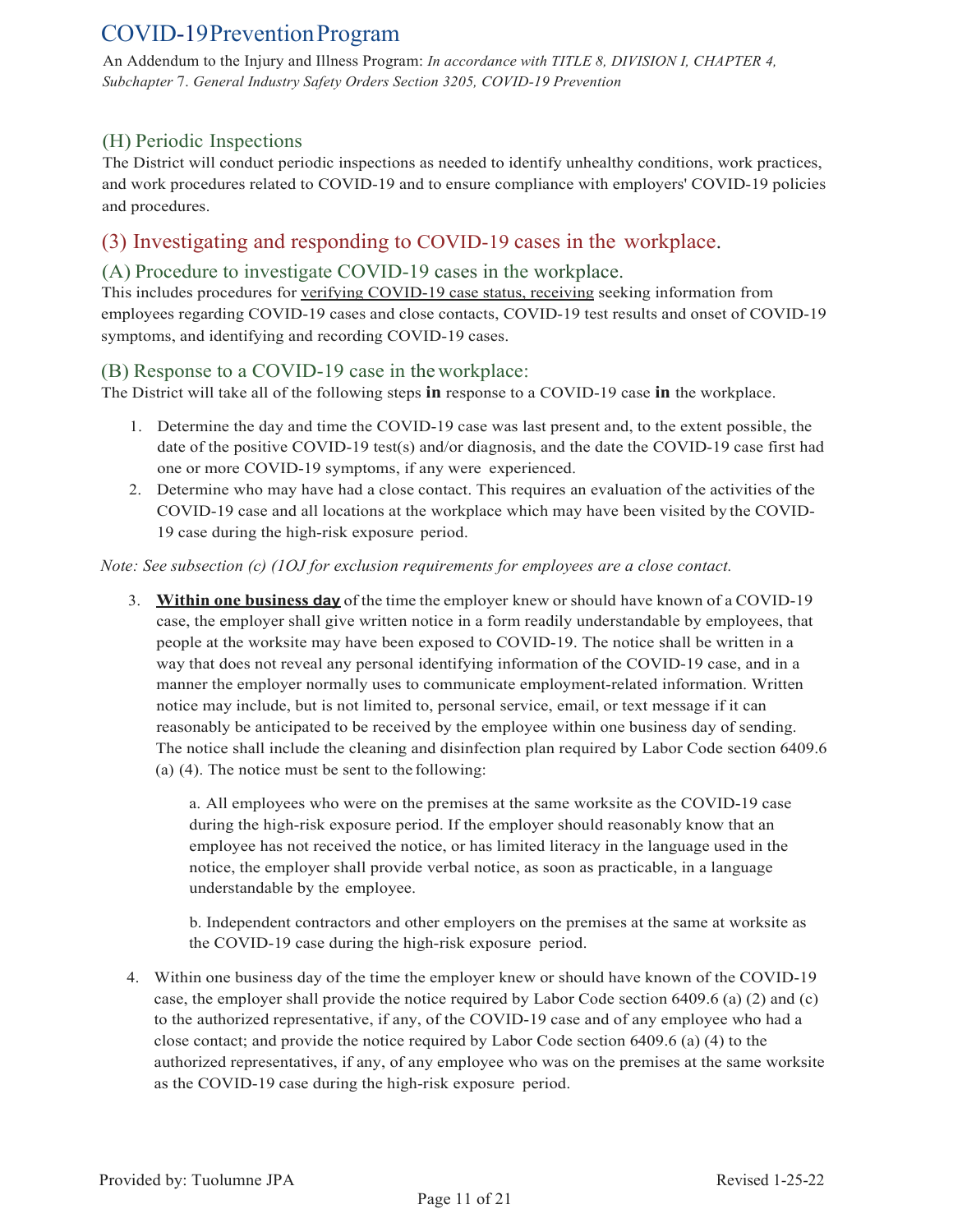# COVID-19 Prevention Program

An Addendum to the Injury and Illness Program: *In accordance with TITLE 8, DIVISION I, CHAPTER 4, Subchapter 7. General Industry Safety Orders Section 3205, COVID-19 Prevention*

### (H) Periodic Inspections

The District will conduct periodic inspections as needed to identify unhealthy conditions, work practices, and work procedures related to COVID-19 and to ensure compliance with employers' COVID-19 policies and procedures.

## (3) Investigating and responding to COVID-19 cases in the workplace.

### (A) Procedure to investigate COVID-19 cases in the workplace.

This includes procedures for verifying COVID-19 case status, receiving seeking information from employees regarding COVID-19 cases and close contacts, COVID-19 test results and onset of COVID-19 symptoms, and identifying and recording COVID-19 cases.

### (B) Response to a COVID-19 case in the workplace:

The District will take all of the following steps **in** response to a COVID-19 case **in** the workplace.

1. Determine the day and time the COVID-19 case was last present and, to the extent possible, the date of the positive COVID-19 test(s) and/or diagnosis, and the date the COVID-19 case first had one or more COVID-19 symptoms, if any were experienced.
2. Determine who may have had a close contact. This requires an evaluation of the activities of the COVID-19 case and all locations at the workplace which may have been visited by the COVID-19 case during the high-risk exposure period.

*Note: See subsection (c) (1OJ for exclusion requirements for employees are a close contact.*

3. **Within one business day** of the time the employer knew or should have known of a COVID-19 case, the employer shall give written notice in a form readily understandable by employees, that people at the worksite may have been exposed to COVID-19. The notice shall be written in a way that does not reveal any personal identifying information of the COVID-19 case, and in a manner the employer normally uses to communicate employment-related information. Written notice may include, but is not limited to, personal service, email, or text message if it can reasonably be anticipated to be received by the employee within one business day of sending. The notice shall include the cleaning and disinfection plan required by Labor Code section 6409.6 (a) (4). The notice must be sent to the following:

   a. All employees who were on the premises at the same worksite as the COVID-19 case during the high-risk exposure period. If the employer should reasonably know that an employee has not received the notice, or has limited literacy in the language used in the notice, the employer shall provide verbal notice, as soon as practicable, in a language understandable by the employee.

   b. Independent contractors and other employers on the premises at the same at worksite as the COVID-19 case during the high-risk exposure period.

4. Within one business day of the time the employer knew or should have known of the COVID-19 case, the employer shall provide the notice required by Labor Code section 6409.6 (a) (2) and (c) to the authorized representative, if any, of the COVID-19 case and of any employee who had a close contact; and provide the notice required by Labor Code section 6409.6 (a) (4) to the authorized representatives, if any, of any employee who was on the premises at the same worksite as the COVID-19 case during the high-risk exposure period.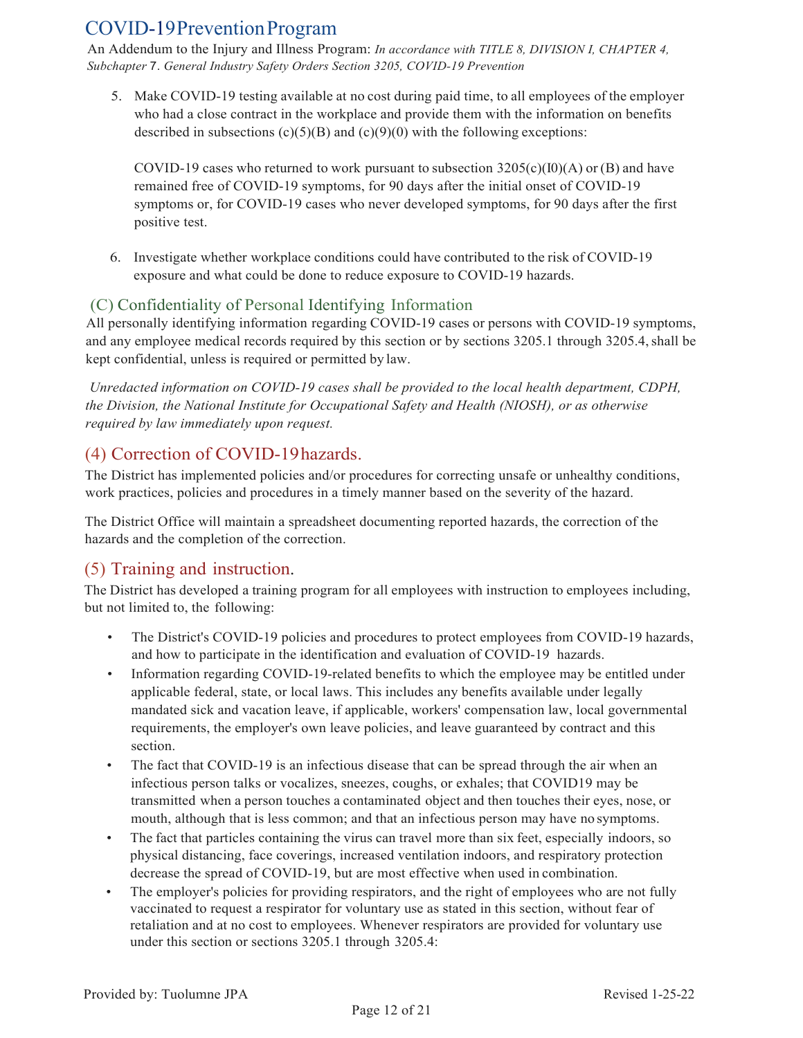# COVID-19 Prevention Program

An Addendum to the Injury and Illness Program: *In accordance with TITLE 8, DIVISION I, CHAPTER 4, Subchapter 7. General Industry Safety Orders Section 3205, COVID-19 Prevention*

5. Make COVID-19 testing available at no cost during paid time, to all employees of the employer who had a close contract in the workplace and provide them with the information on benefits described in subsections (c)(5)(B) and (c)(9)(0) with the following exceptions:

   COVID-19 cases who returned to work pursuant to subsection 3205(c)(I0)(A) or (B) and have remained free of COVID-19 symptoms, for 90 days after the initial onset of COVID-19 symptoms or, for COVID-19 cases who never developed symptoms, for 90 days after the first positive test.

6. Investigate whether workplace conditions could have contributed to the risk of COVID-19 exposure and what could be done to reduce exposure to COVID-19 hazards.

### (C) Confidentiality of Personal Identifying Information

All personally identifying information regarding COVID-19 cases or persons with COVID-19 symptoms, and any employee medical records required by this section or by sections 3205.1 through 3205.4, shall be kept confidential, unless is required or permitted by law.

*Unredacted information on COVID-19 cases shall be provided to the local health department, CDPH, the Division, the National Institute for Occupational Safety and Health (NIOSH), or as otherwise required by law immediately upon request.*

## (4) Correction of COVID-19 hazards.

The District has implemented policies and/or procedures for correcting unsafe or unhealthy conditions, work practices, policies and procedures in a timely manner based on the severity of the hazard.

The District Office will maintain a spreadsheet documenting reported hazards, the correction of the hazards and the completion of the correction.

## (5) Training and instruction.

The District has developed a training program for all employees with instruction to employees including, but not limited to, the following:

- The District's COVID-19 policies and procedures to protect employees from COVID-19 hazards, and how to participate in the identification and evaluation of COVID-19 hazards.
- Information regarding COVID-19-related benefits to which the employee may be entitled under applicable federal, state, or local laws. This includes any benefits available under legally mandated sick and vacation leave, if applicable, workers' compensation law, local governmental requirements, the employer's own leave policies, and leave guaranteed by contract and this section.
- The fact that COVID-19 is an infectious disease that can be spread through the air when an infectious person talks or vocalizes, sneezes, coughs, or exhales; that COVID19 may be transmitted when a person touches a contaminated object and then touches their eyes, nose, or mouth, although that is less common; and that an infectious person may have no symptoms.
- The fact that particles containing the virus can travel more than six feet, especially indoors, so physical distancing, face coverings, increased ventilation indoors, and respiratory protection decrease the spread of COVID-19, but are most effective when used in combination.
- The employer's policies for providing respirators, and the right of employees who are not fully vaccinated to request a respirator for voluntary use as stated in this section, without fear of retaliation and at no cost to employees. Whenever respirators are provided for voluntary use under this section or sections 3205.1 through 3205.4: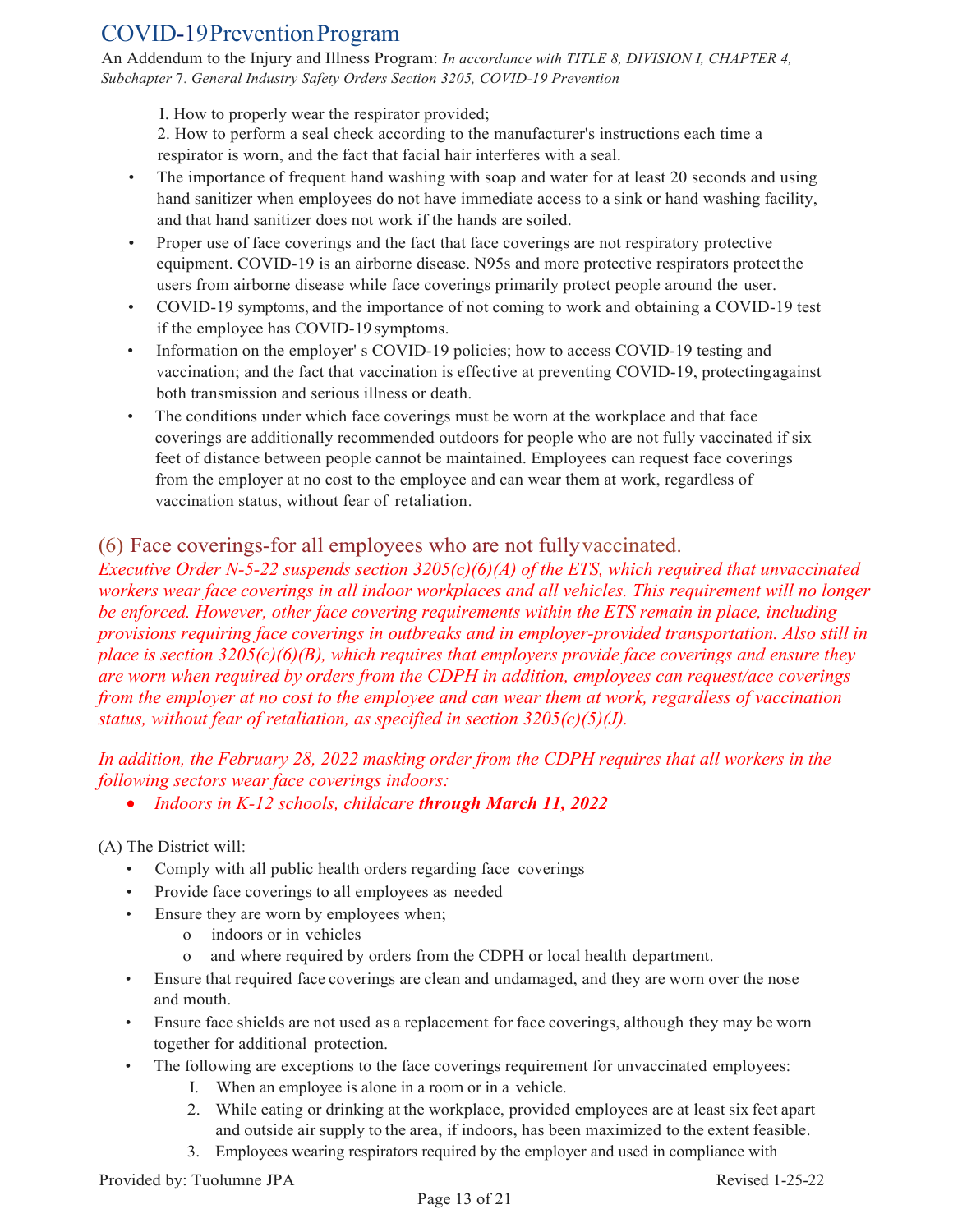I. How to properly wear the respirator provided;

2. How to perform a seal check according to the manufacturer's instructions each time a respirator is worn, and the fact that facial hair interferes with a seal.

- The importance of frequent hand washing with soap and water for at least 20 seconds and using hand sanitizer when employees do not have immediate access to a sink or hand washing facility, and that hand sanitizer does not work if the hands are soiled.
- Proper use of face coverings and the fact that face coverings are not respiratory protective equipment. COVID-19 is an airborne disease. N95s and more protective respirators protect the users from airborne disease while face coverings primarily protect people around the user.
- COVID-19 symptoms, and the importance of not coming to work and obtaining a COVID-19 test if the employee has COVID-19 symptoms.
- Information on the employer' s COVID-19 policies; how to access COVID-19 testing and vaccination; and the fact that vaccination is effective at preventing COVID-19, protecting against both transmission and serious illness or death.
- The conditions under which face coverings must be worn at the workplace and that face coverings are additionally recommended outdoors for people who are not fully vaccinated if six feet of distance between people cannot be maintained. Employees can request face coverings from the employer at no cost to the employee and can wear them at work, regardless of vaccination status, without fear of retaliation.

## (6) Face coverings-for all employees who are not fully vaccinated.

*Executive Order N-5-22 suspends section 3205(c)(6)(A) of the ETS, which required that unvaccinated workers wear face coverings in all indoor workplaces and all vehicles. This requirement will no longer be enforced. However, other face covering requirements within the ETS remain in place, including provisions requiring face coverings in outbreaks and in employer-provided transportation. Also still in place is section 3205(c)(6)(B), which requires that employers provide face coverings and ensure they are worn when required by orders from the CDPH in addition, employees can request/ace coverings from the employer at no cost to the employee and can wear them at work, regardless of vaccination status, without fear of retaliation, as specified in section 3205(c)(5)(J).*

*In addition, the February 28, 2022 masking order from the CDPH requires that all workers in the following sectors wear face coverings indoors:*

- *Indoors in K-12 schools, childcare* ***through March 11, 2022***

(A) The District will:

- Comply with all public health orders regarding face coverings
- Provide face coverings to all employees as needed
- Ensure they are worn by employees when;
  - indoors or in vehicles
  - and where required by orders from the CDPH or local health department.
- Ensure that required face coverings are clean and undamaged, and they are worn over the nose and mouth.
- Ensure face shields are not used as a replacement for face coverings, although they may be worn together for additional protection.
- The following are exceptions to the face coverings requirement for unvaccinated employees:
  I. When an employee is alone in a room or in a vehicle.
  2. While eating or drinking at the workplace, provided employees are at least six feet apart and outside air supply to the area, if indoors, has been maximized to the extent feasible.
  3. Employees wearing respirators required by the employer and used in compliance with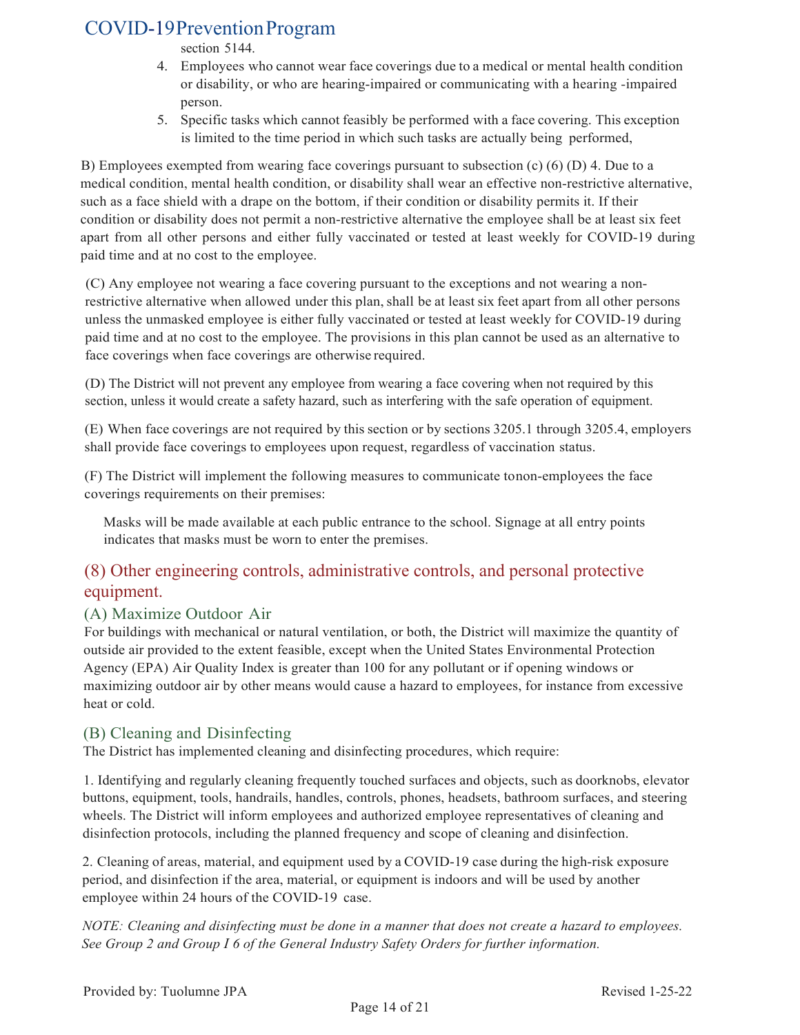section 5144.

4. Employees who cannot wear face coverings due to a medical or mental health condition or disability, or who are hearing-impaired or communicating with a hearing -impaired person.
5. Specific tasks which cannot feasibly be performed with a face covering. This exception is limited to the time period in which such tasks are actually being performed,

B) Employees exempted from wearing face coverings pursuant to subsection (c) (6) (D) 4. Due to a medical condition, mental health condition, or disability shall wear an effective non-restrictive alternative, such as a face shield with a drape on the bottom, if their condition or disability permits it. If their condition or disability does not permit a non-restrictive alternative the employee shall be at least six feet apart from all other persons and either fully vaccinated or tested at least weekly for COVID-19 during paid time and at no cost to the employee.

(C) Any employee not wearing a face covering pursuant to the exceptions and not wearing a non-restrictive alternative when allowed under this plan, shall be at least six feet apart from all other persons unless the unmasked employee is either fully vaccinated or tested at least weekly for COVID-19 during paid time and at no cost to the employee. The provisions in this plan cannot be used as an alternative to face coverings when face coverings are otherwise required.

(D) The District will not prevent any employee from wearing a face covering when not required by this section, unless it would create a safety hazard, such as interfering with the safe operation of equipment.

(E) When face coverings are not required by this section or by sections 3205.1 through 3205.4, employers shall provide face coverings to employees upon request, regardless of vaccination status.

(F) The District will implement the following measures to communicate tonon-employees the face coverings requirements on their premises:

Masks will be made available at each public entrance to the school. Signage at all entry points indicates that masks must be worn to enter the premises.

## (8) Other engineering controls, administrative controls, and personal protective equipment.

### (A) Maximize Outdoor Air

For buildings with mechanical or natural ventilation, or both, the District will maximize the quantity of outside air provided to the extent feasible, except when the United States Environmental Protection Agency (EPA) Air Quality Index is greater than 100 for any pollutant or if opening windows or maximizing outdoor air by other means would cause a hazard to employees, for instance from excessive heat or cold.

### (B) Cleaning and Disinfecting

The District has implemented cleaning and disinfecting procedures, which require:

1. Identifying and regularly cleaning frequently touched surfaces and objects, such as doorknobs, elevator buttons, equipment, tools, handrails, handles, controls, phones, headsets, bathroom surfaces, and steering wheels. The District will inform employees and authorized employee representatives of cleaning and disinfection protocols, including the planned frequency and scope of cleaning and disinfection.

2. Cleaning of areas, material, and equipment used by a COVID-19 case during the high-risk exposure period, and disinfection if the area, material, or equipment is indoors and will be used by another employee within 24 hours of the COVID-19 case.

*NOTE: Cleaning and disinfecting must be done in a manner that does not create a hazard to employees. See Group 2 and Group I 6 of the General Industry Safety Orders for further information.*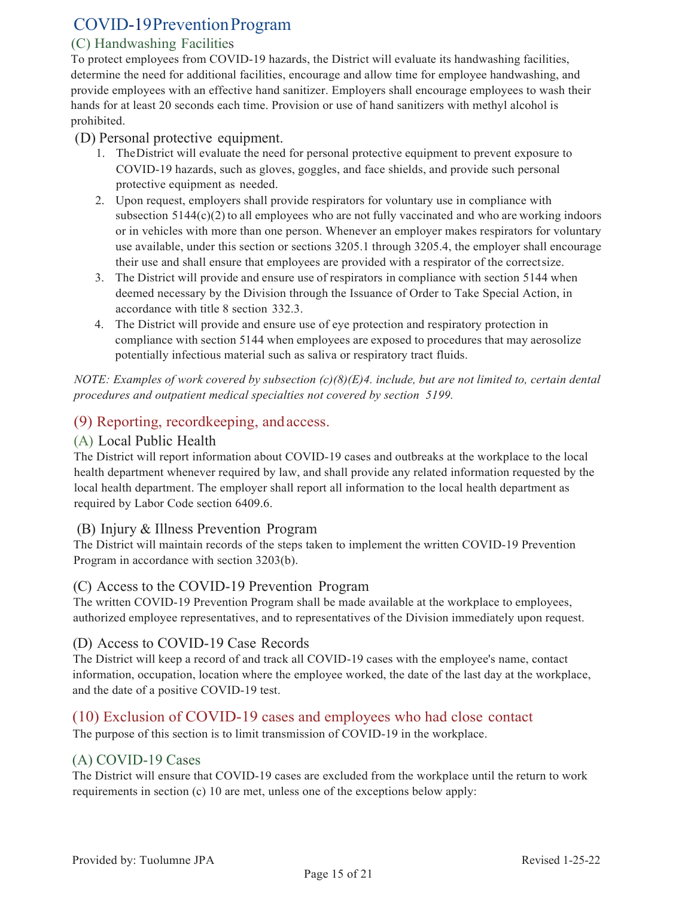# COVID-19 Prevention Program

## (C) Handwashing Facilities

To protect employees from COVID-19 hazards, the District will evaluate its handwashing facilities, determine the need for additional facilities, encourage and allow time for employee handwashing, and provide employees with an effective hand sanitizer. Employers shall encourage employees to wash their hands for at least 20 seconds each time. Provision or use of hand sanitizers with methyl alcohol is prohibited.

## (D) Personal protective equipment.

1. The District will evaluate the need for personal protective equipment to prevent exposure to COVID-19 hazards, such as gloves, goggles, and face shields, and provide such personal protective equipment as needed.
2. Upon request, employers shall provide respirators for voluntary use in compliance with subsection 5144(c)(2) to all employees who are not fully vaccinated and who are working indoors or in vehicles with more than one person. Whenever an employer makes respirators for voluntary use available, under this section or sections 3205.1 through 3205.4, the employer shall encourage their use and shall ensure that employees are provided with a respirator of the correct size.
3. The District will provide and ensure use of respirators in compliance with section 5144 when deemed necessary by the Division through the Issuance of Order to Take Special Action, in accordance with title 8 section 332.3.
4. The District will provide and ensure use of eye protection and respiratory protection in compliance with section 5144 when employees are exposed to procedures that may aerosolize potentially infectious material such as saliva or respiratory tract fluids.

*NOTE: Examples of work covered by subsection (c)(8)(E)4. include, but are not limited to, certain dental procedures and outpatient medical specialties not covered by section 5199.*

## (9) Reporting, recordkeeping, and access.

### (A) Local Public Health

The District will report information about COVID-19 cases and outbreaks at the workplace to the local health department whenever required by law, and shall provide any related information requested by the local health department. The employer shall report all information to the local health department as required by Labor Code section 6409.6.

### (B) Injury & Illness Prevention Program

The District will maintain records of the steps taken to implement the written COVID-19 Prevention Program in accordance with section 3203(b).

### (C) Access to the COVID-19 Prevention Program

The written COVID-19 Prevention Program shall be made available at the workplace to employees, authorized employee representatives, and to representatives of the Division immediately upon request.

### (D) Access to COVID-19 Case Records

The District will keep a record of and track all COVID-19 cases with the employee's name, contact information, occupation, location where the employee worked, the date of the last day at the workplace, and the date of a positive COVID-19 test.

## (10) Exclusion of COVID-19 cases and employees who had close contact

The purpose of this section is to limit transmission of COVID-19 in the workplace.

### (A) COVID-19 Cases

The District will ensure that COVID-19 cases are excluded from the workplace until the return to work requirements in section (c) 10 are met, unless one of the exceptions below apply: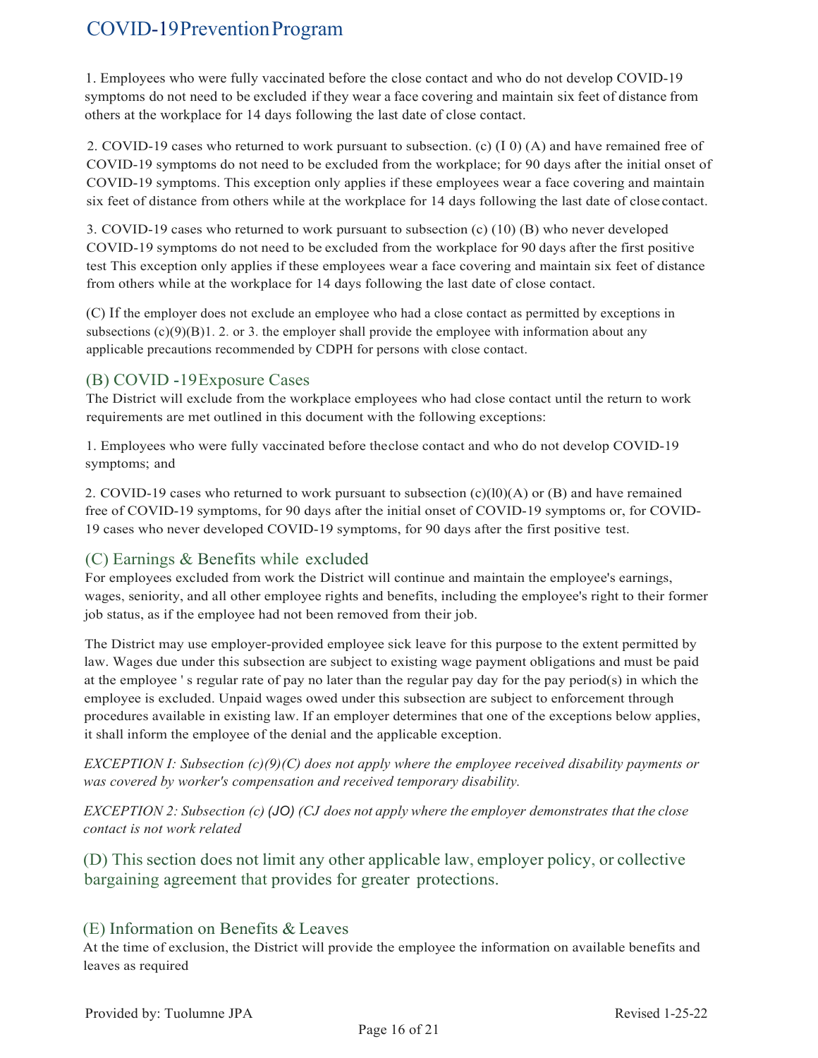1. Employees who were fully vaccinated before the close contact and who do not develop COVID-19 symptoms do not need to be excluded if they wear a face covering and maintain six feet of distance from others at the workplace for 14 days following the last date of close contact.

2. COVID-19 cases who returned to work pursuant to subsection. (c) (I 0) (A) and have remained free of COVID-19 symptoms do not need to be excluded from the workplace; for 90 days after the initial onset of COVID-19 symptoms. This exception only applies if these employees wear a face covering and maintain six feet of distance from others while at the workplace for 14 days following the last date of close contact.

3. COVID-19 cases who returned to work pursuant to subsection (c) (10) (B) who never developed COVID-19 symptoms do not need to be excluded from the workplace for 90 days after the first positive test This exception only applies if these employees wear a face covering and maintain six feet of distance from others while at the workplace for 14 days following the last date of close contact.

(C) If the employer does not exclude an employee who had a close contact as permitted by exceptions in subsections (c)(9)(B)1. 2. or 3. the employer shall provide the employee with information about any applicable precautions recommended by CDPH for persons with close contact.

## (B) COVID -19 Exposure Cases

The District will exclude from the workplace employees who had close contact until the return to work requirements are met outlined in this document with the following exceptions:

1. Employees who were fully vaccinated before the close contact and who do not develop COVID-19 symptoms; and

2. COVID-19 cases who returned to work pursuant to subsection (c)(l0)(A) or (B) and have remained free of COVID-19 symptoms, for 90 days after the initial onset of COVID-19 symptoms or, for COVID-19 cases who never developed COVID-19 symptoms, for 90 days after the first positive test.

## (C) Earnings & Benefits while excluded

For employees excluded from work the District will continue and maintain the employee's earnings, wages, seniority, and all other employee rights and benefits, including the employee's right to their former job status, as if the employee had not been removed from their job.

The District may use employer-provided employee sick leave for this purpose to the extent permitted by law. Wages due under this subsection are subject to existing wage payment obligations and must be paid at the employee ' s regular rate of pay no later than the regular pay day for the pay period(s) in which the employee is excluded. Unpaid wages owed under this subsection are subject to enforcement through procedures available in existing law. If an employer determines that one of the exceptions below applies, it shall inform the employee of the denial and the applicable exception.

*EXCEPTION I: Subsection (c)(9)(C) does not apply where the employee received disability payments or was covered by worker's compensation and received temporary disability.*

*EXCEPTION 2: Subsection (c) (JO) (CJ does not apply where the employer demonstrates that the close contact is not work related*

## (D) This section does not limit any other applicable law, employer policy, or collective bargaining agreement that provides for greater protections.

## (E) Information on Benefits & Leaves

At the time of exclusion, the District will provide the employee the information on available benefits and leaves as required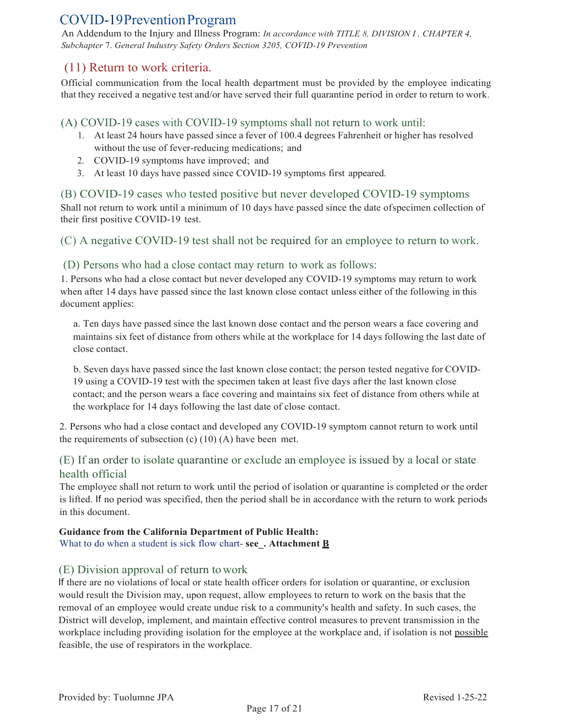# COVID-19 Prevention Program

An Addendum to the Injury and Illness Program: *In accordance with TITLE 8, DIVISION I , CHAPTER 4, Subchapter 7. General Industry Safety Orders Section 3205, COVID-19 Prevention*

## (11) Return to work criteria.

Official communication from the local health department must be provided by the employee indicating that they received a negative test and/or have served their full quarantine period in order to return to work.

### (A) COVID-19 cases with COVID-19 symptoms shall not return to work until:

1. At least 24 hours have passed since a fever of 100.4 degrees Fahrenheit or higher has resolved without the use of fever-reducing medications; and
2. COVID-19 symptoms have improved; and
3. At least 10 days have passed since COVID-19 symptoms first appeared.

### (B) COVID-19 cases who tested positive but never developed COVID-19 symptoms

Shall not return to work until a minimum of 10 days have passed since the date ofspecimen collection of their first positive COVID-19 test.

### (C) A negative COVID-19 test shall not be required for an employee to return to work.

### (D) Persons who had a close contact may return to work as follows:

1. Persons who had a close contact but never developed any COVID-19 symptoms may return to work when after 14 days have passed since the last known close contact unless either of the following in this document applies:

   a. Ten days have passed since the last known dose contact and the person wears a face covering and maintains six feet of distance from others while at the workplace for 14 days following the last date of close contact.

   b. Seven days have passed since the last known close contact; the person tested negative for COVID-19 using a COVID-19 test with the specimen taken at least five days after the last known close contact; and the person wears a face covering and maintains six feet of distance from others while at the workplace for 14 days following the last date of close contact.

2. Persons who had a close contact and developed any COVID-19 symptom cannot return to work until the requirements of subsection (c) (10) (A) have been met.

### (E) If an order to isolate quarantine or exclude an employee is issued by a local or state health official

The employee shall not return to work until the period of isolation or quarantine is completed or the order is lifted. If no period was specified, then the period shall be in accordance with the return to work periods in this document.

**Guidance from the California Department of Public Health:**
What to do when a student is sick flow chart- **see_. Attachment <u>B</u>**

### (E) Division approval of return to work

If there are no violations of local or state health officer orders for isolation or quarantine, or exclusion would result the Division may, upon request, allow employees to return to work on the basis that the removal of an employee would create undue risk to a community's health and safety. In such cases, the District will develop, implement, and maintain effective control measures to prevent transmission in the workplace including providing isolation for the employee at the workplace and, if isolation is not <u>possible</u> feasible, the use of respirators in the workplace.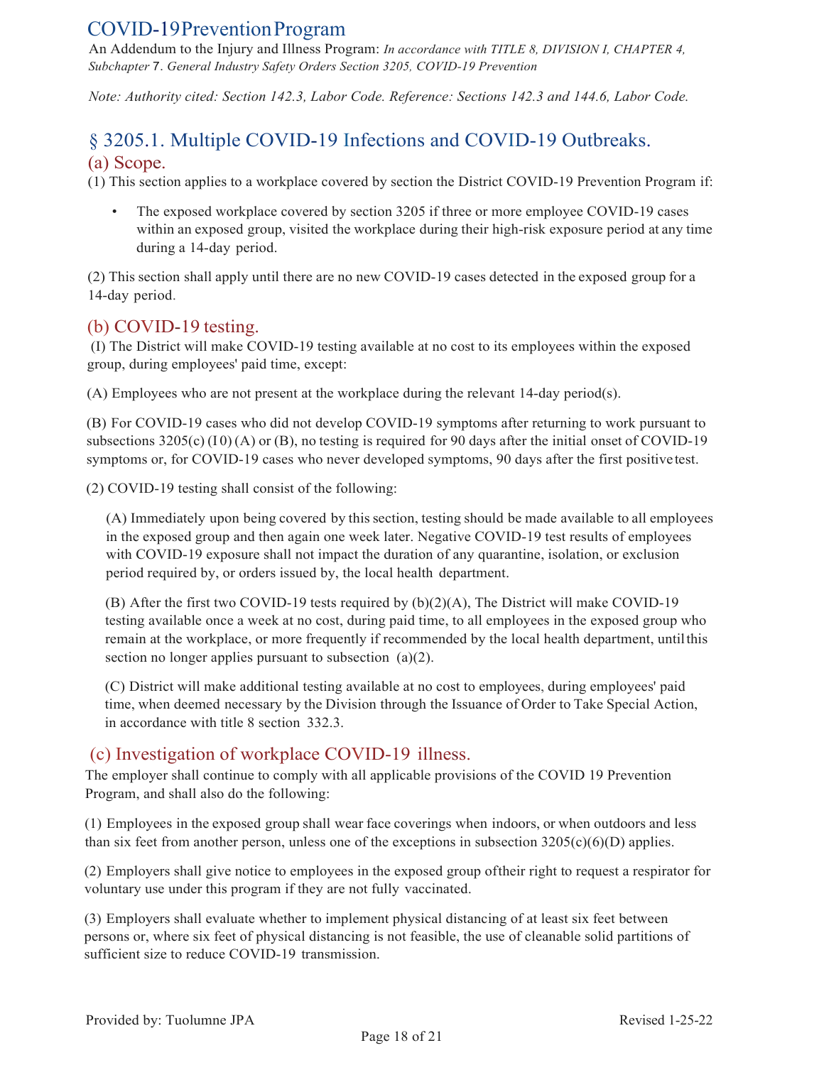# COVID-19 Prevention Program

An Addendum to the Injury and Illness Program: *In accordance with TITLE 8, DIVISION I, CHAPTER 4, Subchapter 7. General Industry Safety Orders Section 3205, COVID-19 Prevention*

*Note: Authority cited: Section 142.3, Labor Code. Reference: Sections 142.3 and 144.6, Labor Code.*

## § 3205.1. Multiple COVID-19 Infections and COVID-19 Outbreaks.

### (a) Scope.

(1) This section applies to a workplace covered by section the District COVID-19 Prevention Program if:

- The exposed workplace covered by section 3205 if three or more employee COVID-19 cases within an exposed group, visited the workplace during their high-risk exposure period at any time during a 14-day period.

(2) This section shall apply until there are no new COVID-19 cases detected in the exposed group for a 14-day period.

### (b) COVID-19 testing.

(I) The District will make COVID-19 testing available at no cost to its employees within the exposed group, during employees' paid time, except:

(A) Employees who are not present at the workplace during the relevant 14-day period(s).

(B) For COVID-19 cases who did not develop COVID-19 symptoms after returning to work pursuant to subsections 3205(c)(I0)(A) or (B), no testing is required for 90 days after the initial onset of COVID-19 symptoms or, for COVID-19 cases who never developed symptoms, 90 days after the first positive test.

(2) COVID-19 testing shall consist of the following:

(A) Immediately upon being covered by this section, testing should be made available to all employees in the exposed group and then again one week later. Negative COVID-19 test results of employees with COVID-19 exposure shall not impact the duration of any quarantine, isolation, or exclusion period required by, or orders issued by, the local health department.

(B) After the first two COVID-19 tests required by (b)(2)(A), The District will make COVID-19 testing available once a week at no cost, during paid time, to all employees in the exposed group who remain at the workplace, or more frequently if recommended by the local health department, until this section no longer applies pursuant to subsection (a)(2).

(C) District will make additional testing available at no cost to employees, during employees' paid time, when deemed necessary by the Division through the Issuance of Order to Take Special Action, in accordance with title 8 section 332.3.

### (c) Investigation of workplace COVID-19 illness.

The employer shall continue to comply with all applicable provisions of the COVID 19 Prevention Program, and shall also do the following:

(1) Employees in the exposed group shall wear face coverings when indoors, or when outdoors and less than six feet from another person, unless one of the exceptions in subsection 3205(c)(6)(D) applies.

(2) Employers shall give notice to employees in the exposed group oftheir right to request a respirator for voluntary use under this program if they are not fully vaccinated.

(3) Employers shall evaluate whether to implement physical distancing of at least six feet between persons or, where six feet of physical distancing is not feasible, the use of cleanable solid partitions of sufficient size to reduce COVID-19 transmission.

Provided by: Tuolumne JPA

Revised 1-25-22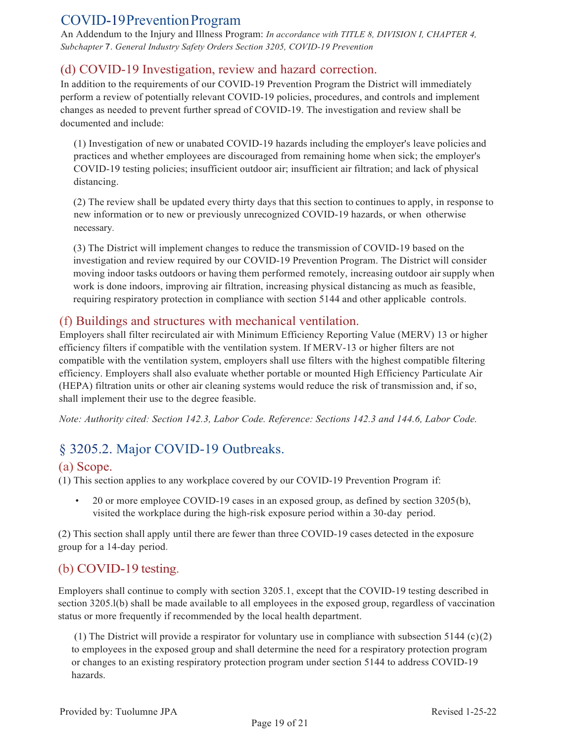# COVID-19 Prevention Program

An Addendum to the Injury and Illness Program: *In accordance with TITLE 8, DIVISION I, CHAPTER 4, Subchapter 7. General Industry Safety Orders Section 3205, COVID-19 Prevention*

## (d) COVID-19 Investigation, review and hazard correction.

In addition to the requirements of our COVID-19 Prevention Program the District will immediately perform a review of potentially relevant COVID-19 policies, procedures, and controls and implement changes as needed to prevent further spread of COVID-19. The investigation and review shall be documented and include:

(1) Investigation of new or unabated COVID-19 hazards including the employer's leave policies and practices and whether employees are discouraged from remaining home when sick; the employer's COVID-19 testing policies; insufficient outdoor air; insufficient air filtration; and lack of physical distancing.

(2) The review shall be updated every thirty days that this section to continues to apply, in response to new information or to new or previously unrecognized COVID-19 hazards, or when otherwise necessary.

(3) The District will implement changes to reduce the transmission of COVID-19 based on the investigation and review required by our COVID-19 Prevention Program. The District will consider moving indoor tasks outdoors or having them performed remotely, increasing outdoor air supply when work is done indoors, improving air filtration, increasing physical distancing as much as feasible, requiring respiratory protection in compliance with section 5144 and other applicable controls.

## (f) Buildings and structures with mechanical ventilation.

Employers shall filter recirculated air with Minimum Efficiency Reporting Value (MERV) 13 or higher efficiency filters if compatible with the ventilation system. If MERV-13 or higher filters are not compatible with the ventilation system, employers shall use filters with the highest compatible filtering efficiency. Employers shall also evaluate whether portable or mounted High Efficiency Particulate Air (HEPA) filtration units or other air cleaning systems would reduce the risk of transmission and, if so, shall implement their use to the degree feasible.

*Note: Authority cited: Section 142.3, Labor Code. Reference: Sections 142.3 and 144.6, Labor Code.*

# § 3205.2. Major COVID-19 Outbreaks.

## (a) Scope.

(1) This section applies to any workplace covered by our COVID-19 Prevention Program if:

- 20 or more employee COVID-19 cases in an exposed group, as defined by section 3205(b), visited the workplace during the high-risk exposure period within a 30-day period.

(2) This section shall apply until there are fewer than three COVID-19 cases detected in the exposure group for a 14-day period.

## (b) COVID-19 testing.

Employers shall continue to comply with section 3205.1, except that the COVID-19 testing described in section 3205.l(b) shall be made available to all employees in the exposed group, regardless of vaccination status or more frequently if recommended by the local health department.

(1) The District will provide a respirator for voluntary use in compliance with subsection 5144 (c)(2) to employees in the exposed group and shall determine the need for a respiratory protection program or changes to an existing respiratory protection program under section 5144 to address COVID-19 hazards.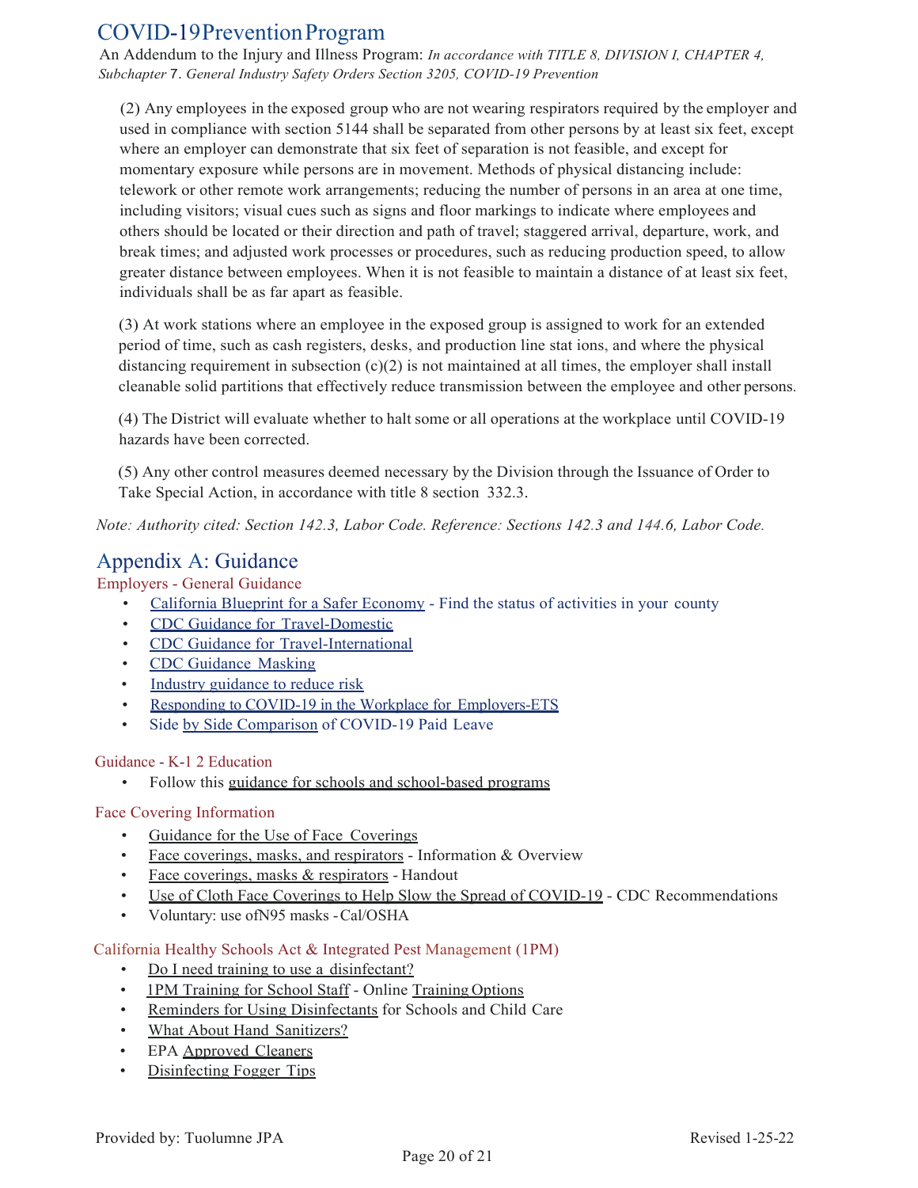(2) Any employees in the exposed group who are not wearing respirators required by the employer and used in compliance with section 5144 shall be separated from other persons by at least six feet, except where an employer can demonstrate that six feet of separation is not feasible, and except for momentary exposure while persons are in movement. Methods of physical distancing include: telework or other remote work arrangements; reducing the number of persons in an area at one time, including visitors; visual cues such as signs and floor markings to indicate where employees and others should be located or their direction and path of travel; staggered arrival, departure, work, and break times; and adjusted work processes or procedures, such as reducing production speed, to allow greater distance between employees. When it is not feasible to maintain a distance of at least six feet, individuals shall be as far apart as feasible.

(3) At work stations where an employee in the exposed group is assigned to work for an extended period of time, such as cash registers, desks, and production line stat ions, and where the physical distancing requirement in subsection (c)(2) is not maintained at all times, the employer shall install cleanable solid partitions that effectively reduce transmission between the employee and other persons.

(4) The District will evaluate whether to halt some or all operations at the workplace until COVID-19 hazards have been corrected.

(5) Any other control measures deemed necessary by the Division through the Issuance of Order to Take Special Action, in accordance with title 8 section 332.3.

*Note: Authority cited: Section 142.3, Labor Code. Reference: Sections 142.3 and 144.6, Labor Code.*

## Appendix A: Guidance

### Employers - General Guidance

- California Blueprint for a Safer Economy - Find the status of activities in your county
- CDC Guidance for Travel-Domestic
- CDC Guidance for Travel-International
- CDC Guidance Masking
- Industry guidance to reduce risk
- Responding to COVID-19 in the Workplace for Employers-ETS
- Side by Side Comparison of COVID-19 Paid Leave

### Guidance - K-1 2 Education

- Follow this guidance for schools and school-based programs

### Face Covering Information

- Guidance for the Use of Face Coverings
- Face coverings, masks, and respirators - Information & Overview
- Face coverings, masks & respirators - Handout
- Use of Cloth Face Coverings to Help Slow the Spread of COVID-19 - CDC Recommendations
- Voluntary: use ofN95 masks - Cal/OSHA

### California Healthy Schools Act & Integrated Pest Management (1PM)

- Do I need training to use a disinfectant?
- 1PM Training for School Staff - Online Training Options
- Reminders for Using Disinfectants for Schools and Child Care
- What About Hand Sanitizers?
- EPA Approved Cleaners
- Disinfecting Fogger Tips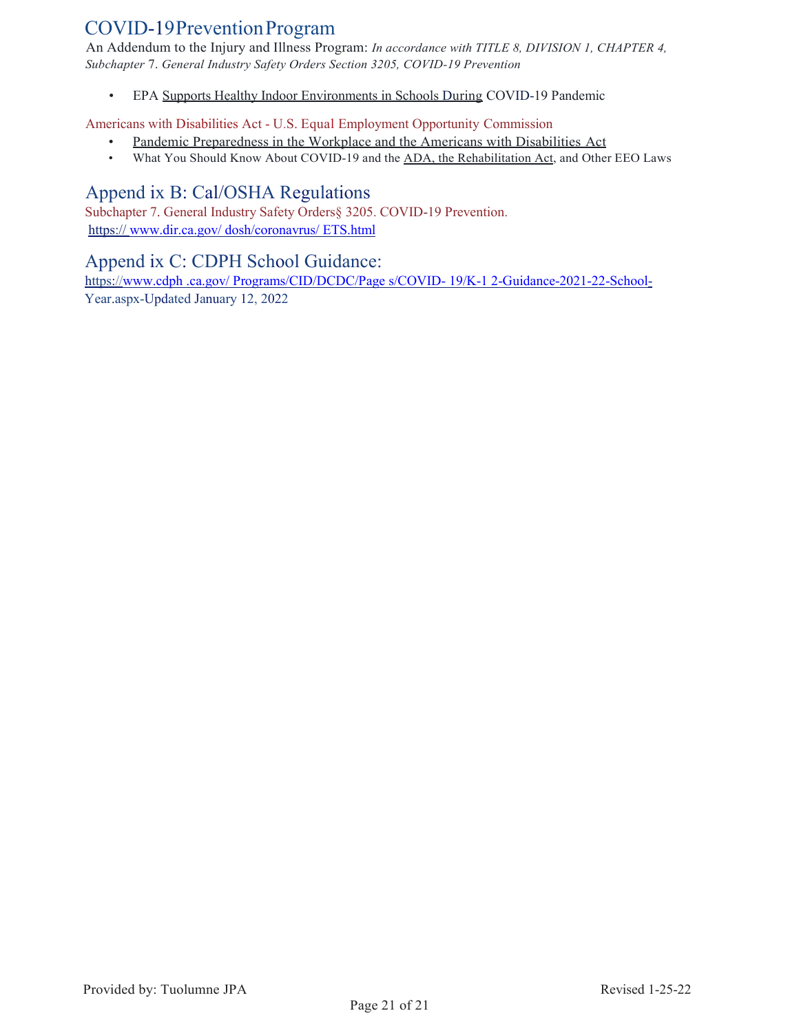- EPA Supports Healthy Indoor Environments in Schools During COVID-19 Pandemic

Americans with Disabilities Act - U.S. Equal Employment Opportunity Commission

- Pandemic Preparedness in the Workplace and the Americans with Disabilities Act
- What You Should Know About COVID-19 and the ADA, the Rehabilitation Act, and Other EEO Laws

## Append ix B: Cal/OSHA Regulations

Subchapter 7. General Industry Safety Orders§ 3205. COVID-19 Prevention.
https:// www.dir.ca.gov/ dosh/coronavrus/ ETS.html

## Append ix C: CDPH School Guidance:

https://www.cdph .ca.gov/ Programs/CID/DCDC/Page s/COVID- 19/K-1 2-Guidance-2021-22-School-Year.aspx-Updated January 12, 2022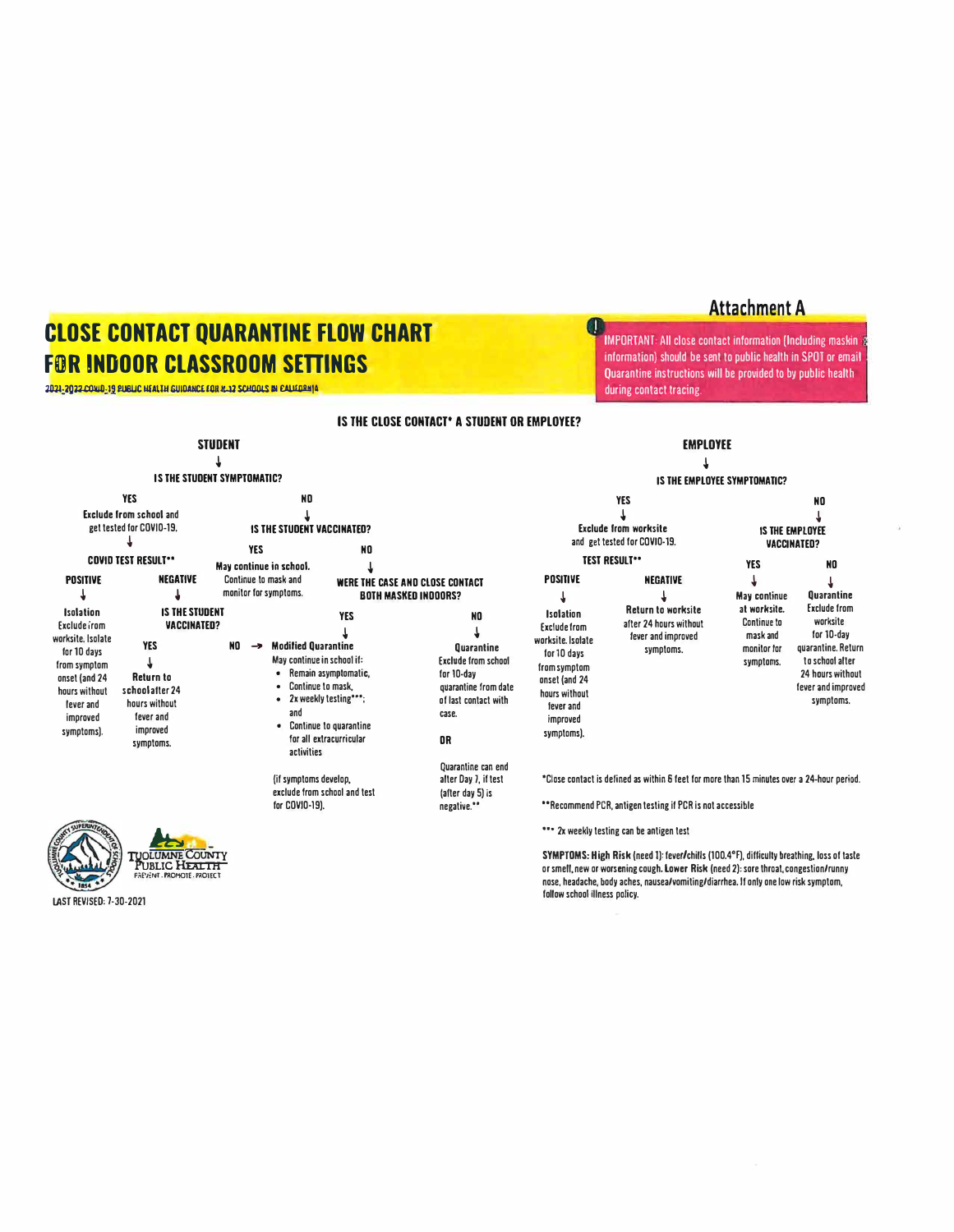## Attachment A

# CLOSE CONTACT QUARANTINE FLOW CHART FOR INDOOR CLASSROOM SETTINGS

2021-2022 COVID-19 PUBLIC HEALTH GUIDANCE FOR K-12 SCHOOLS IN CALIFORNIA

**IMPORTANT:** All close contact information (Including masking information) should be sent to public health in SPOT or email. Quarantine instructions will be provided to by public health during contact tracing.

### IS THE CLOSE CONTACT* A STUDENT OR EMPLOYEE?

### STUDENT

**IS THE STUDENT SYMPTOMATIC?**

- **YES** — Exclude from school and get tested for COVID-19.
  - **COVID TEST RESULT****
    - **POSITIVE** → **Isolation** — Exclude from worksite. Isolate for 10 days from symptom onset (and 24 hours without fever and improved symptoms).
    - **NEGATIVE** → **IS THE STUDENT VACCINATED?**
      - **YES** → **Return to school** after 24 hours without fever and improved symptoms.
      - **NO** → **Modified Quarantine** (see below)
- **NO** → **IS THE STUDENT VACCINATED?**
  - **YES** — **May continue in school.** Continue to mask and monitor for symptoms.
  - **NO** → **WERE THE CASE AND CLOSE CONTACT BOTH MASKED INDOORS?**
    - **YES** → **Modified Quarantine**
      May continue in school if:
      - Remain asymptomatic,
      - Continue to mask,
      - 2x weekly testing***; and
      - Continue to quarantine for all extracurricular activities

      (if symptoms develop, exclude from school and test for COVID-19).
    - **NO** → **Quarantine**
      Exclude from school for 10-day quarantine from date of last contact with case.

      **OR**

      Quarantine can end after Day 7, if test (after day 5) is negative.**

### EMPLOYEE

**IS THE EMPLOYEE SYMPTOMATIC?**

- **YES** — Exclude from worksite and get tested for COVID-19.
  - **TEST RESULT****
    - **POSITIVE** → **Isolation** — Exclude from worksite. Isolate for 10 days from symptom onset (and 24 hours without fever and improved symptoms).
    - **NEGATIVE** → **Return to worksite** after 24 hours without fever and improved symptoms.
- **NO** → **IS THE EMPLOYEE VACCINATED?**
  - **YES** → **May continue at worksite.** Continue to mask and monitor for symptoms.
  - **NO** → **Quarantine** — Exclude from worksite for 10-day quarantine. Return to school after 24 hours without fever and improved symptoms.

*Close contact is defined as within 6 feet for more than 15 minutes over a 24-hour period.

**Recommend PCR, antigen testing if PCR is not accessible

*** 2x weekly testing can be antigen test

**SYMPTOMS: High Risk** (need 1): fever/chills (100.4°F), difficulty breathing, loss of taste or smell, new or worsening cough. **Lower Risk** (need 2): sore throat, congestion/runny nose, headache, body aches, nausea/vomiting/diarrhea. If only one low risk symptom, follow school illness policy.

Tuolumne County Public Health — Prevent. Promote. Protect

LAST REVISED: 7-30-2021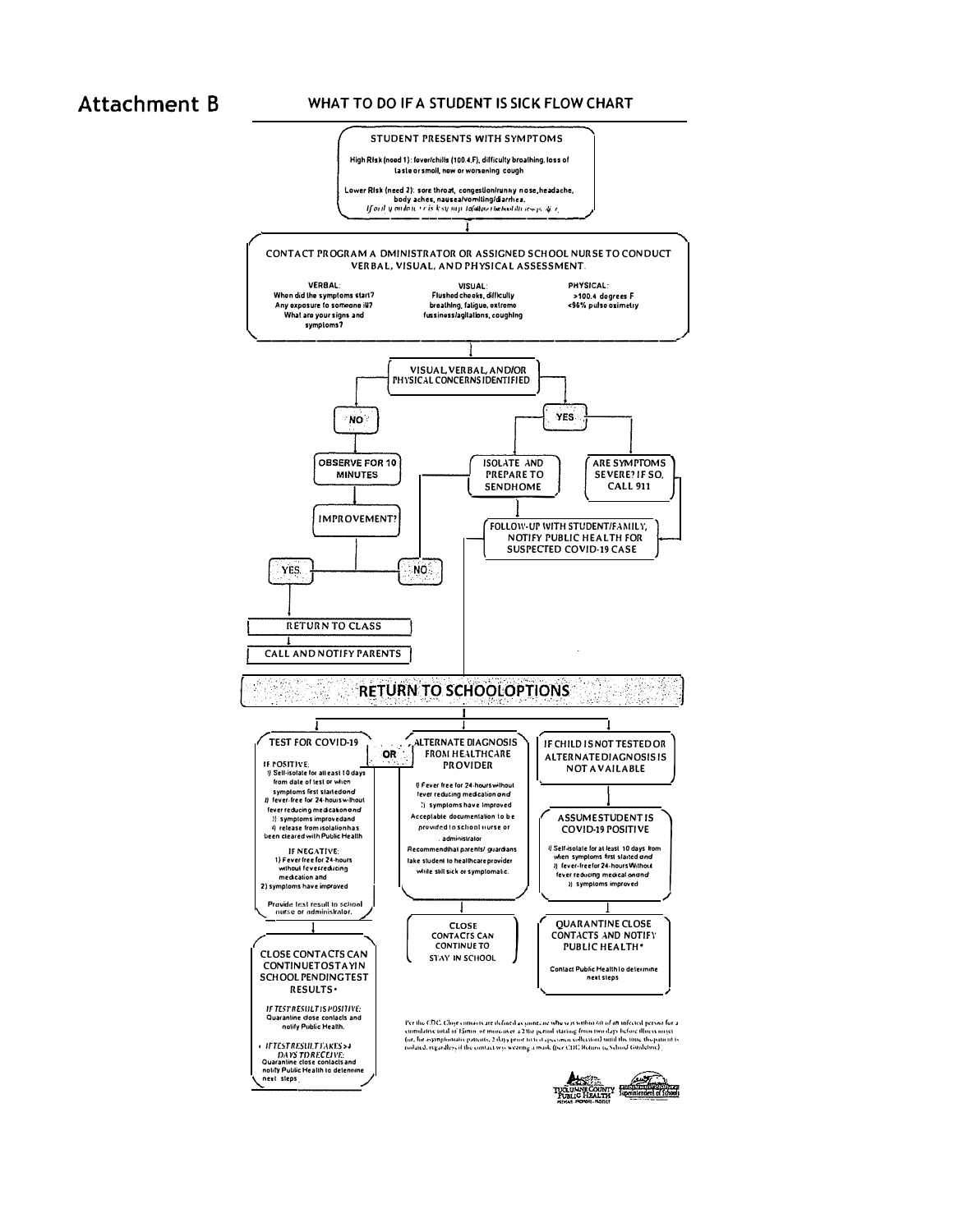## Attachment B

### WHAT TO DO IF A STUDENT IS SICK FLOW CHART

**STUDENT PRESENTS WITH SYMPTOMS**

High Risk (need 1): fever/chills (100.4 F), difficulty breathing, loss of taste or smell, new or worsening cough

Lower Risk (need 2): sore throat, congestion/runny nose, headache, body aches, nausea/vomiting/diarrhea.

*If only one lower risk symptom, follow the school illness policy.*

↓

**CONTACT PROGRAM ADMINISTRATOR OR ASSIGNED SCHOOL NURSE TO CONDUCT VERBAL, VISUAL, AND PHYSICAL ASSESSMENT.**

VERBAL:
When did the symptoms start?
Any exposure to someone ill?
What are your signs and symptoms?

VISUAL:
Flushed cheeks, difficulty breathing, fatigue, extreme fussiness/agitations, coughing

PHYSICAL:
>100.4 degrees F
<96% pulse oximetry

↓

**VISUAL, VERBAL, AND/OR PHYSICAL CONCERNS IDENTIFIED**

- **NO** → OBSERVE FOR 10 MINUTES → IMPROVEMENT?
  - **YES** → RETURN TO CLASS → CALL AND NOTIFY PARENTS
  - **NO** → ISOLATE AND PREPARE TO SEND HOME
- **YES** →
  - ISOLATE AND PREPARE TO SEND HOME → FOLLOW-UP WITH STUDENT/FAMILY, NOTIFY PUBLIC HEALTH FOR SUSPECTED COVID-19 CASE
  - ARE SYMPTOMS SEVERE? IF SO, CALL 911 → FOLLOW-UP WITH STUDENT/FAMILY, NOTIFY PUBLIC HEALTH FOR SUSPECTED COVID-19 CASE

## RETURN TO SCHOOL OPTIONS

**TEST FOR COVID-19**

IF POSITIVE:
1) Self-isolate for at least 10 days from date of test or when symptoms first started *and*
2) fever-free for 24-hours without fever reducing medication *and*
3) symptoms improved and
4) release from isolation has been cleared with Public Health

IF NEGATIVE:
1) Fever free for 24-hours without fever reducing medication and
2) symptoms have improved

Provide test result to school nurse or administrator.

↓

**CLOSE CONTACTS CAN CONTINUE TO STAY IN SCHOOL PENDING TEST RESULTS\***

*IF TEST RESULT IS POSITIVE:*
Quarantine close contacts and notify Public Health.

- *IF TEST RESULT TAKES >4 DAYS TO RECEIVE:*
Quarantine close contacts and notify Public Health to determine next steps.

**OR**

**ALTERNATE DIAGNOSIS FROM HEALTHCARE PROVIDER**

1) Fever free for 24-hours without fever reducing medication *and*
2) symptoms have improved

Acceptable documentation to be provided to school nurse or administrator.

Recommend that parents/ guardians take student to healthcare provider while still sick or symptomatic.

↓

**CLOSE CONTACTS CAN CONTINUE TO STAY IN SCHOOL**

**IF CHILD IS NOT TESTED OR ALTERNATE DIAGNOSIS IS NOT AVAILABLE**

↓

**ASSUME STUDENT IS COVID-19 POSITIVE**

1) Self-isolate for at least 10 days from when symptoms first started *and*
2) fever-free for 24-hours without fever reducing medication *and*
3) symptoms improved

↓

**QUARANTINE CLOSE CONTACTS AND NOTIFY PUBLIC HEALTH\***

Contact Public Health to determine next steps

\*Per the CDC, Close contacts are defined as someone who was within 6ft of an infected person for a cumulative total of 15min. or more over a 24hr period starting from two days before illness onset (or, for asymptomatic patients, 2 days prior to test specimen collection) until the time the patient is isolated, regardless if the contact was wearing a mask (See CDC Return to School Guidelines).

Tuolumne County Public Health | Tuolumne County Superintendent of Schools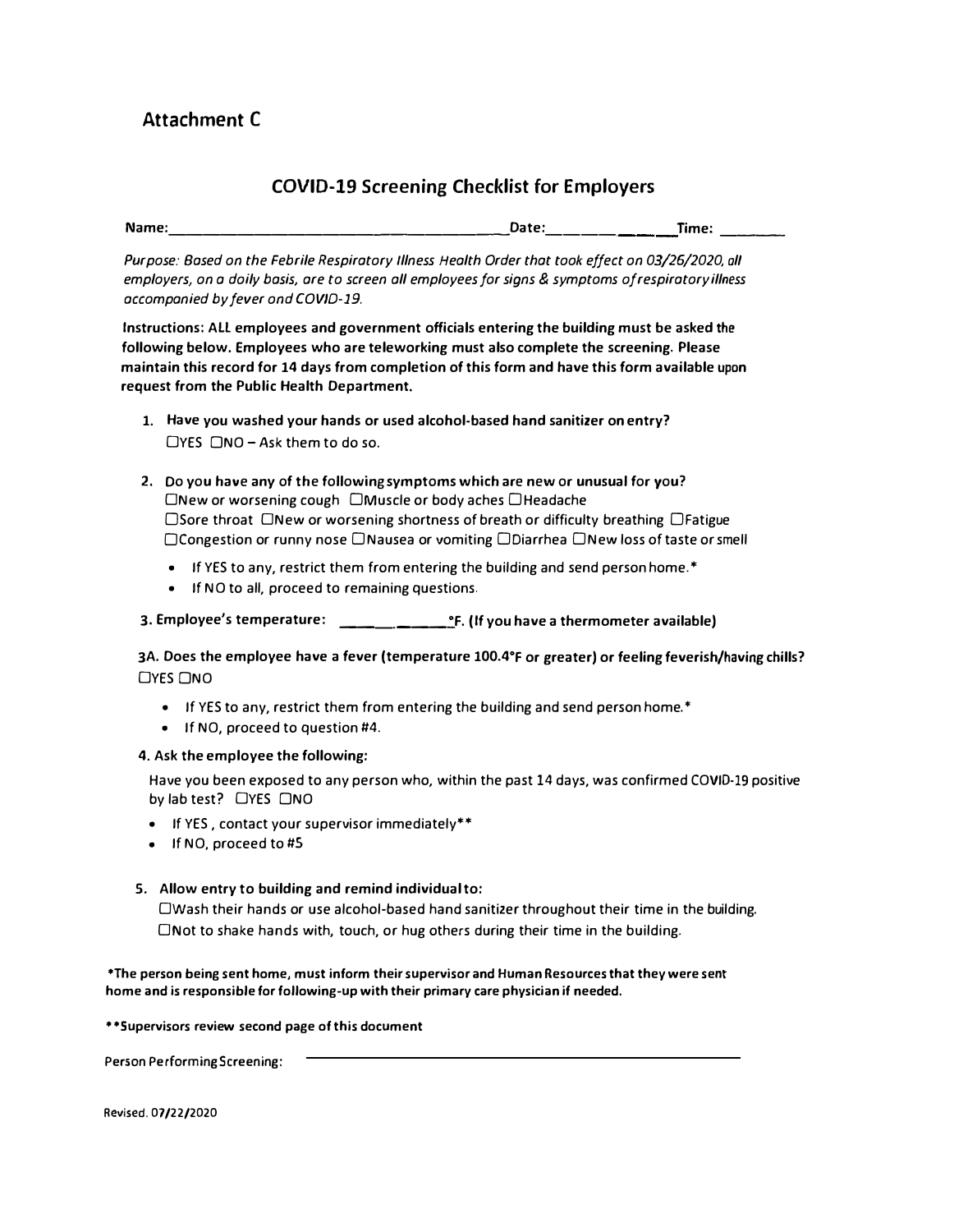## Attachment C

### COVID-19 Screening Checklist for Employers

**Name:**_____________________________________ **Date:**_______________ **Time:** ________

*Purpose: Based on the Febrile Respiratory Illness Health Order that took effect on 03/26/2020, all employers, on a daily basis, are to screen all employees for signs & symptoms of respiratory illness accompanied by fever and COVID-19.*

**Instructions: ALL employees and government officials entering the building must be asked the following below. Employees who are teleworking must also complete the screening. Please maintain this record for 14 days from completion of this form and have this form available upon request from the Public Health Department.**

1. **Have you washed your hands or used alcohol-based hand sanitizer on entry?**
   ☐YES ☐NO – Ask them to do so.

2. Do you have any of the following symptoms which are new or unusual for you?
   ☐New or worsening cough ☐Muscle or body aches ☐Headache
   ☐Sore throat ☐New or worsening shortness of breath or difficulty breathing ☐Fatigue
   ☐Congestion or runny nose ☐Nausea or vomiting ☐Diarrhea ☐New loss of taste or smell
   - If YES to any, restrict them from entering the building and send person home.*
   - If NO to all, proceed to remaining questions.

**3. Employee's temperature: ____________°F. (If you have a thermometer available)**

**3A. Does the employee have a fever (temperature 100.4°F or greater) or feeling feverish/having chills?**
☐YES ☐NO

- If YES to any, restrict them from entering the building and send person home.*
- If NO, proceed to question #4.

**4. Ask the employee the following:**

Have you been exposed to any person who, within the past 14 days, was confirmed COVID-19 positive by lab test? ☐YES ☐NO

- If YES , contact your supervisor immediately**
- If NO, proceed to #5

5. **Allow entry to building and remind individual to:**
   ☐Wash their hands or use alcohol-based hand sanitizer throughout their time in the building.
   ☐Not to shake hands with, touch, or hug others during their time in the building.

***The person being sent home, must inform their supervisor and Human Resources that they were sent home and is responsible for following-up with their primary care physician if needed.**

****Supervisors review second page of this document**

Person Performing Screening: ______________________________________

Revised. 07/22/2020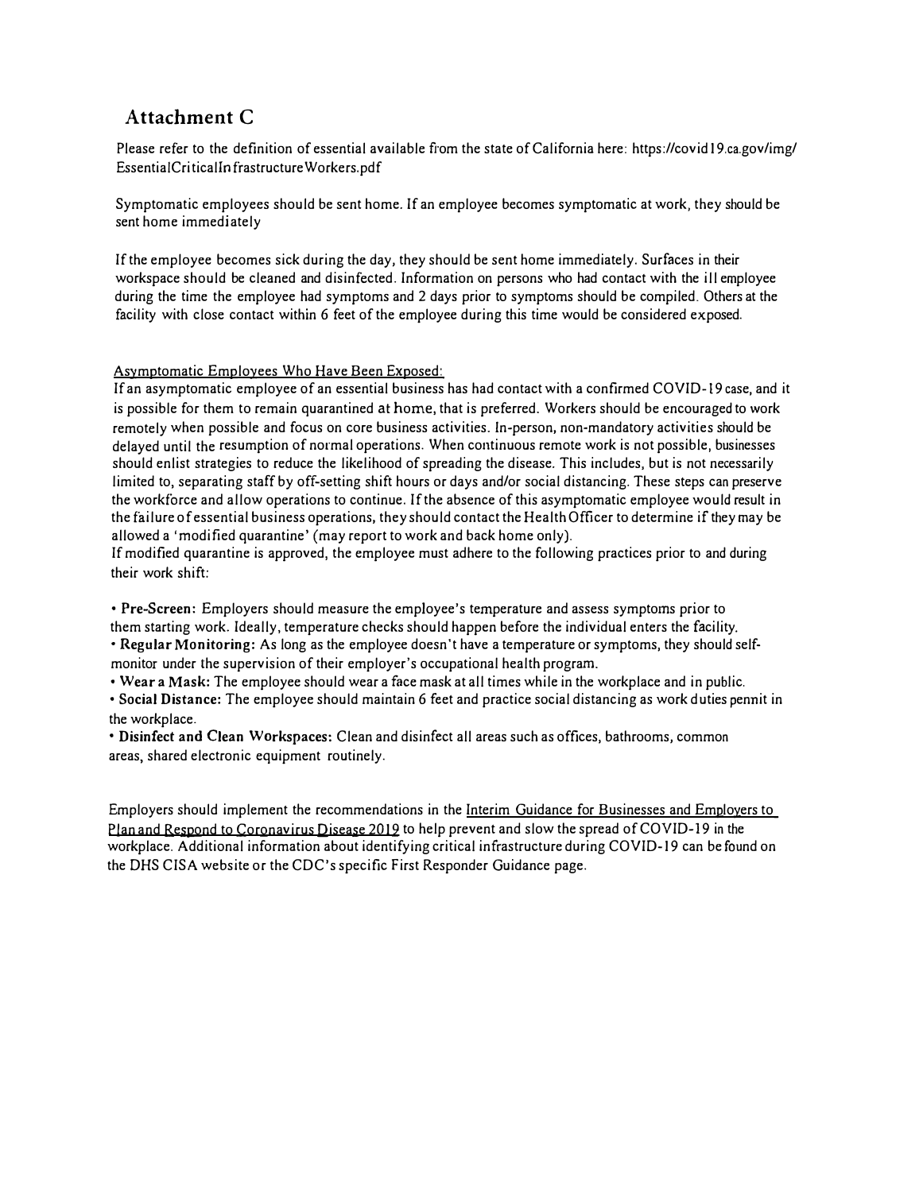# Attachment C

Please refer to the definition of essential available from the state of California here: https://covid19.ca.gov/img/EssentialCriticalInfrastructureWorkers.pdf

Symptomatic employees should be sent home. If an employee becomes symptomatic at work, they should be sent home immediately

If the employee becomes sick during the day, they should be sent home immediately. Surfaces in their workspace should be cleaned and disinfected. Information on persons who had contact with the ill employee during the time the employee had symptoms and 2 days prior to symptoms should be compiled. Others at the facility with close contact within 6 feet of the employee during this time would be considered exposed.

Asymptomatic Employees Who Have Been Exposed:

If an asymptomatic employee of an essential business has had contact with a confirmed COVID-19 case, and it is possible for them to remain quarantined at home, that is preferred. Workers should be encouraged to work remotely when possible and focus on core business activities. In-person, non-mandatory activities should be delayed until the resumption of normal operations. When continuous remote work is not possible, businesses should enlist strategies to reduce the likelihood of spreading the disease. This includes, but is not necessarily limited to, separating staff by off-setting shift hours or days and/or social distancing. These steps can preserve the workforce and allow operations to continue. If the absence of this asymptomatic employee would result in the failure of essential business operations, they should contact the Health Officer to determine if they may be allowed a 'modified quarantine' (may report to work and back home only).

If modified quarantine is approved, the employee must adhere to the following practices prior to and during their work shift:

- **Pre-Screen:** Employers should measure the employee's temperature and assess symptoms prior to them starting work. Ideally, temperature checks should happen before the individual enters the facility.
- **Regular Monitoring:** As long as the employee doesn't have a temperature or symptoms, they should self-monitor under the supervision of their employer's occupational health program.
- **Wear a Mask:** The employee should wear a face mask at all times while in the workplace and in public.
- **Social Distance:** The employee should maintain 6 feet and practice social distancing as work duties permit in the workplace.
- **Disinfect and Clean Workspaces:** Clean and disinfect all areas such as offices, bathrooms, common areas, shared electronic equipment routinely.

Employers should implement the recommendations in the Interim Guidance for Businesses and Employers to Plan and Respond to Coronavirus Disease 2019 to help prevent and slow the spread of COVID-19 in the workplace. Additional information about identifying critical infrastructure during COVID-19 can be found on the DHS CISA website or the CDC's specific First Responder Guidance page.